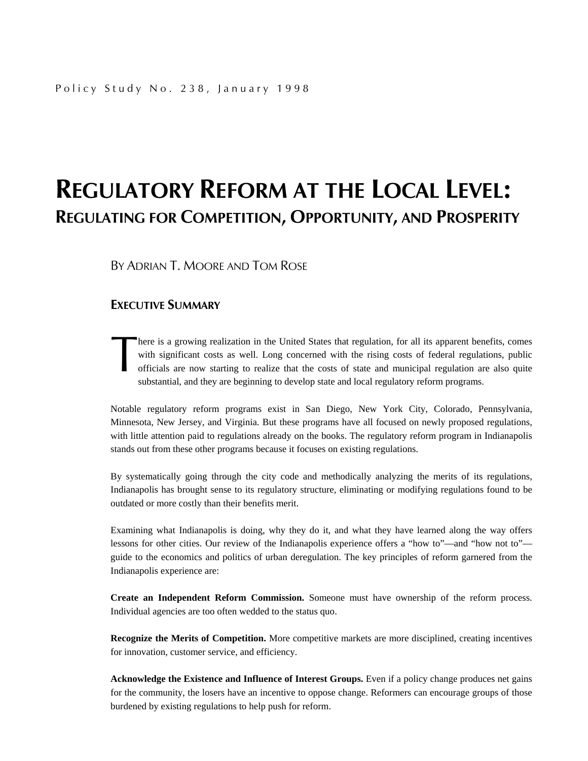Policy Study No. 238, January 1998

# Regulatory Reform at the Local Level: Regulating for Competition, Opportunity, and Prosperity

By Adrian T. Moore and Tom Rose

## Executive Summary

There is a growing realization in the United States that regulation, for all its apparent benefits, comes with significant costs as well. Long concerned with the rising costs of federal regulations, public officials are now starting to realize that the costs of state and municipal regulation are also quite substantial, and they are beginning to develop state and local regulatory reform programs.

Notable regulatory reform programs exist in San Diego, New York City, Colorado, Pennsylvania, Minnesota, New Jersey, and Virginia. But these programs have all focused on newly proposed regulations, with little attention paid to regulations already on the books. The regulatory reform program in Indianapolis stands out from these other programs because it focuses on existing regulations.

By systematically going through the city code and methodically analyzing the merits of its regulations, Indianapolis has brought sense to its regulatory structure, eliminating or modifying regulations found to be outdated or more costly than their benefits merit.

Examining what Indianapolis is doing, why they do it, and what they have learned along the way offers lessons for other cities. Our review of the Indianapolis experience offers a "how to"—and "how not to"—guide to the economics and politics of urban deregulation. The key principles of reform garnered from the Indianapolis experience are:

**Create an Independent Reform Commission.** Someone must have ownership of the reform process. Individual agencies are too often wedded to the status quo.

**Recognize the Merits of Competition.** More competitive markets are more disciplined, creating incentives for innovation, customer service, and efficiency.

**Acknowledge the Existence and Influence of Interest Groups.** Even if a policy change produces net gains for the community, the losers have an incentive to oppose change. Reformers can encourage groups of those burdened by existing regulations to help push for reform.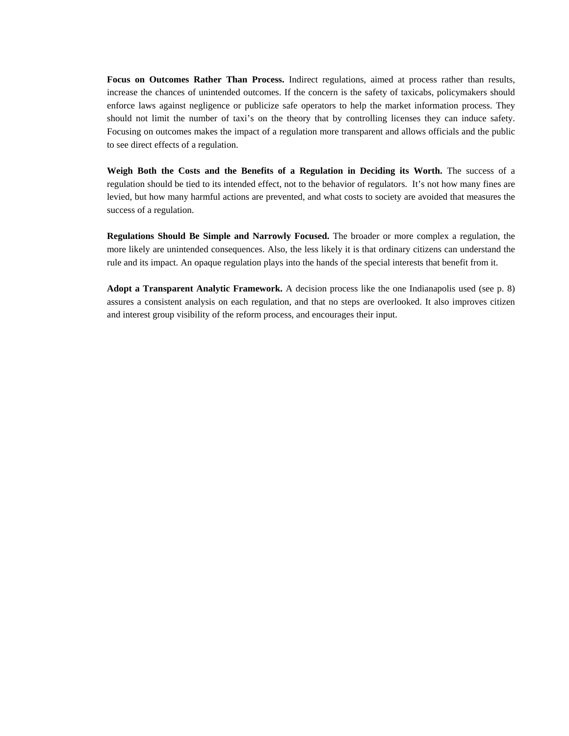**Focus on Outcomes Rather Than Process.** Indirect regulations, aimed at process rather than results, increase the chances of unintended outcomes. If the concern is the safety of taxicabs, policymakers should enforce laws against negligence or publicize safe operators to help the market information process. They should not limit the number of taxi's on the theory that by controlling licenses they can induce safety. Focusing on outcomes makes the impact of a regulation more transparent and allows officials and the public to see direct effects of a regulation.

**Weigh Both the Costs and the Benefits of a Regulation in Deciding its Worth.** The success of a regulation should be tied to its intended effect, not to the behavior of regulators. It's not how many fines are levied, but how many harmful actions are prevented, and what costs to society are avoided that measures the success of a regulation.

**Regulations Should Be Simple and Narrowly Focused.** The broader or more complex a regulation, the more likely are unintended consequences. Also, the less likely it is that ordinary citizens can understand the rule and its impact. An opaque regulation plays into the hands of the special interests that benefit from it.

**Adopt a Transparent Analytic Framework.** A decision process like the one Indianapolis used (see p. 8) assures a consistent analysis on each regulation, and that no steps are overlooked. It also improves citizen and interest group visibility of the reform process, and encourages their input.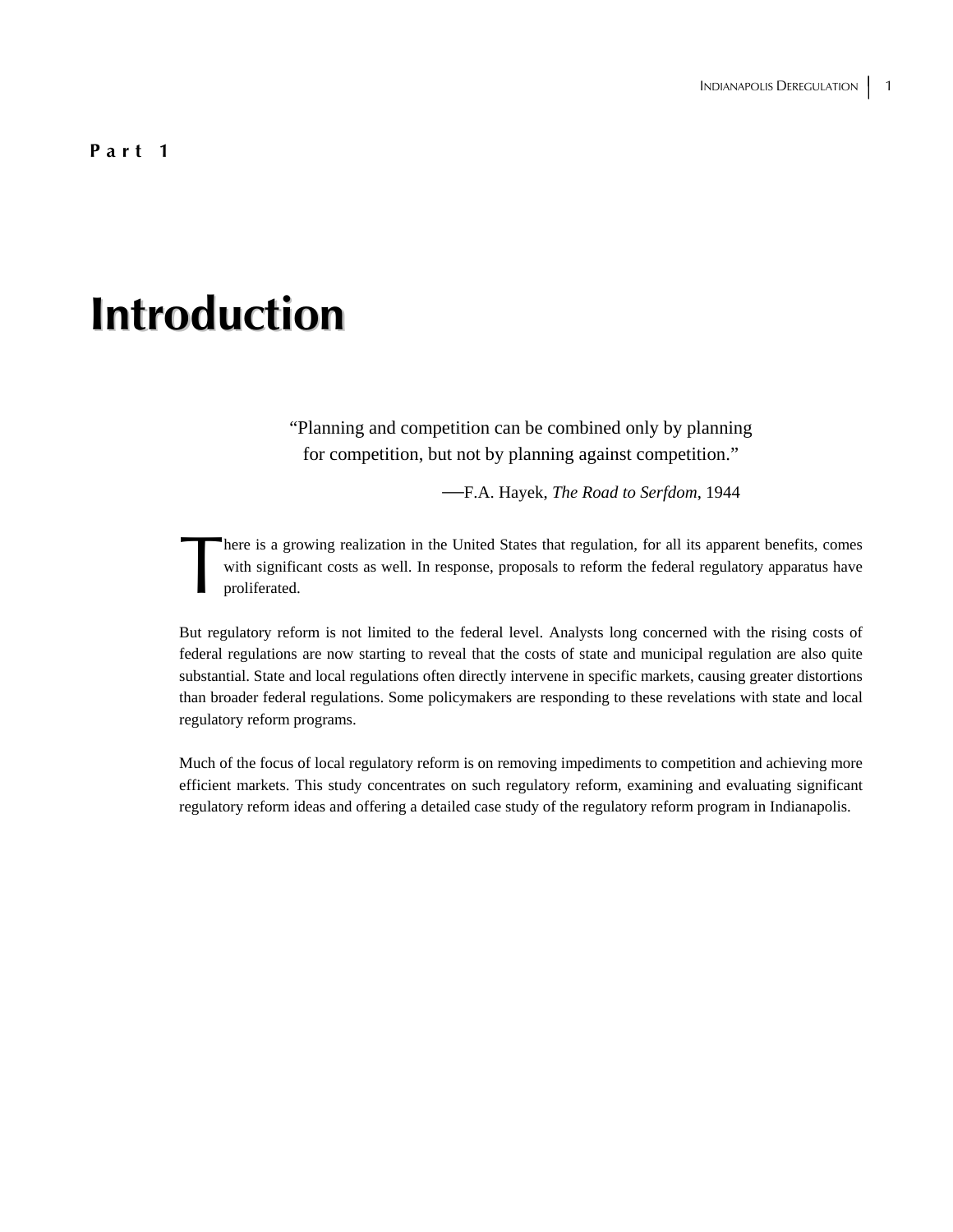**Part 1**

# Introduction

> "Planning and competition can be combined only by planning for competition, but not by planning against competition."
>
> —F.A. Hayek, *The Road to Serfdom*, 1944

There is a growing realization in the United States that regulation, for all its apparent benefits, comes with significant costs as well. In response, proposals to reform the federal regulatory apparatus have proliferated.

But regulatory reform is not limited to the federal level. Analysts long concerned with the rising costs of federal regulations are now starting to reveal that the costs of state and municipal regulation are also quite substantial. State and local regulations often directly intervene in specific markets, causing greater distortions than broader federal regulations. Some policymakers are responding to these revelations with state and local regulatory reform programs.

Much of the focus of local regulatory reform is on removing impediments to competition and achieving more efficient markets. This study concentrates on such regulatory reform, examining and evaluating significant regulatory reform ideas and offering a detailed case study of the regulatory reform program in Indianapolis.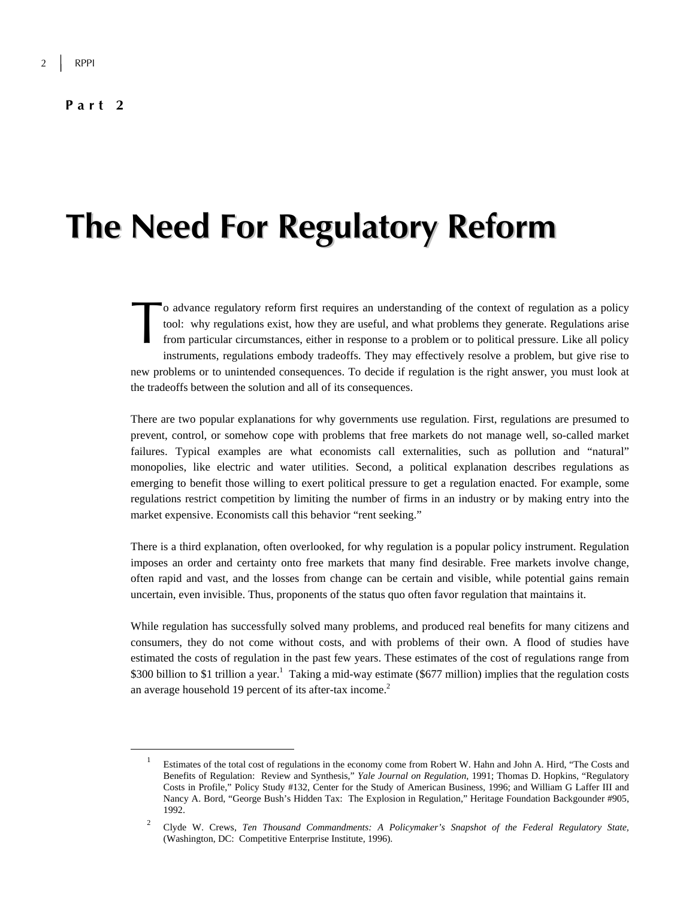**Part 2**

# The Need For Regulatory Reform

To advance regulatory reform first requires an understanding of the context of regulation as a policy tool: why regulations exist, how they are useful, and what problems they generate. Regulations arise from particular circumstances, either in response to a problem or to political pressure. Like all policy instruments, regulations embody tradeoffs. They may effectively resolve a problem, but give rise to new problems or to unintended consequences. To decide if regulation is the right answer, you must look at the tradeoffs between the solution and all of its consequences.

There are two popular explanations for why governments use regulation. First, regulations are presumed to prevent, control, or somehow cope with problems that free markets do not manage well, so-called market failures. Typical examples are what economists call externalities, such as pollution and "natural" monopolies, like electric and water utilities. Second, a political explanation describes regulations as emerging to benefit those willing to exert political pressure to get a regulation enacted. For example, some regulations restrict competition by limiting the number of firms in an industry or by making entry into the market expensive. Economists call this behavior "rent seeking."

There is a third explanation, often overlooked, for why regulation is a popular policy instrument. Regulation imposes an order and certainty onto free markets that many find desirable. Free markets involve change, often rapid and vast, and the losses from change can be certain and visible, while potential gains remain uncertain, even invisible. Thus, proponents of the status quo often favor regulation that maintains it.

While regulation has successfully solved many problems, and produced real benefits for many citizens and consumers, they do not come without costs, and with problems of their own. A flood of studies have estimated the costs of regulation in the past few years. These estimates of the cost of regulations range from $300 billion to $1 trillion a year.[1] Taking a mid-way estimate ($677 million) implies that the regulation costs an average household 19 percent of its after-tax income.[2]

---

[1] Estimates of the total cost of regulations in the economy come from Robert W. Hahn and John A. Hird, "The Costs and Benefits of Regulation: Review and Synthesis," *Yale Journal on Regulation*, 1991; Thomas D. Hopkins, "Regulatory Costs in Profile," Policy Study #132, Center for the Study of American Business, 1996; and William G Laffer III and Nancy A. Bord, "George Bush's Hidden Tax: The Explosion in Regulation," Heritage Foundation Backgounder #905, 1992.

[2] Clyde W. Crews, *Ten Thousand Commandments: A Policymaker's Snapshot of the Federal Regulatory State,* (Washington, DC: Competitive Enterprise Institute, 1996).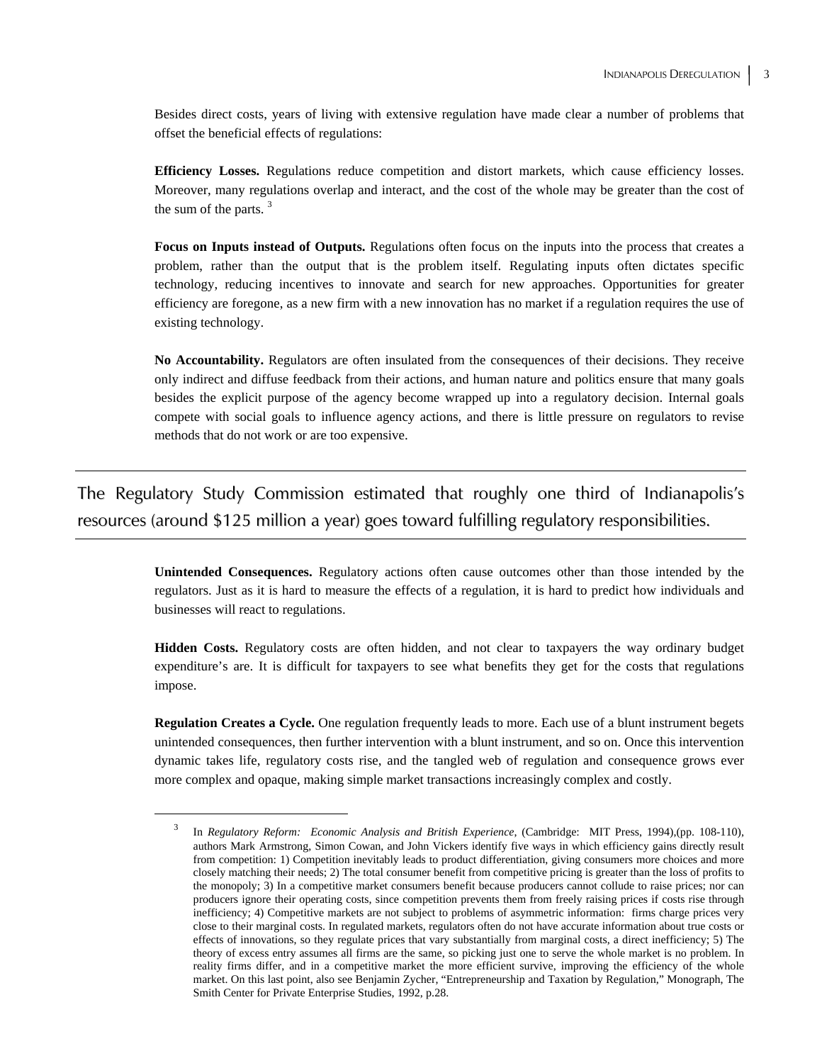Besides direct costs, years of living with extensive regulation have made clear a number of problems that offset the beneficial effects of regulations:

**Efficiency Losses.** Regulations reduce competition and distort markets, which cause efficiency losses. Moreover, many regulations overlap and interact, and the cost of the whole may be greater than the cost of the sum of the parts. [3]

**Focus on Inputs instead of Outputs.** Regulations often focus on the inputs into the process that creates a problem, rather than the output that is the problem itself. Regulating inputs often dictates specific technology, reducing incentives to innovate and search for new approaches. Opportunities for greater efficiency are foregone, as a new firm with a new innovation has no market if a regulation requires the use of existing technology.

**No Accountability.** Regulators are often insulated from the consequences of their decisions. They receive only indirect and diffuse feedback from their actions, and human nature and politics ensure that many goals besides the explicit purpose of the agency become wrapped up into a regulatory decision. Internal goals compete with social goals to influence agency actions, and there is little pressure on regulators to revise methods that do not work or are too expensive.

---

The Regulatory Study Commission estimated that roughly one third of Indianapolis's resources (around $125 million a year) goes toward fulfilling regulatory responsibilities.

---

**Unintended Consequences.** Regulatory actions often cause outcomes other than those intended by the regulators. Just as it is hard to measure the effects of a regulation, it is hard to predict how individuals and businesses will react to regulations.

**Hidden Costs.** Regulatory costs are often hidden, and not clear to taxpayers the way ordinary budget expenditure's are. It is difficult for taxpayers to see what benefits they get for the costs that regulations impose.

**Regulation Creates a Cycle.** One regulation frequently leads to more. Each use of a blunt instrument begets unintended consequences, then further intervention with a blunt instrument, and so on. Once this intervention dynamic takes life, regulatory costs rise, and the tangled web of regulation and consequence grows ever more complex and opaque, making simple market transactions increasingly complex and costly.

[3] In *Regulatory Reform: Economic Analysis and British Experience*, (Cambridge: MIT Press, 1994),(pp. 108-110), authors Mark Armstrong, Simon Cowan, and John Vickers identify five ways in which efficiency gains directly result from competition: 1) Competition inevitably leads to product differentiation, giving consumers more choices and more closely matching their needs; 2) The total consumer benefit from competitive pricing is greater than the loss of profits to the monopoly; 3) In a competitive market consumers benefit because producers cannot collude to raise prices; nor can producers ignore their operating costs, since competition prevents them from freely raising prices if costs rise through inefficiency; 4) Competitive markets are not subject to problems of asymmetric information: firms charge prices very close to their marginal costs. In regulated markets, regulators often do not have accurate information about true costs or effects of innovations, so they regulate prices that vary substantially from marginal costs, a direct inefficiency; 5) The theory of excess entry assumes all firms are the same, so picking just one to serve the whole market is no problem. In reality firms differ, and in a competitive market the more efficient survive, improving the efficiency of the whole market. On this last point, also see Benjamin Zycher, "Entrepreneurship and Taxation by Regulation," Monograph, The Smith Center for Private Enterprise Studies, 1992, p.28.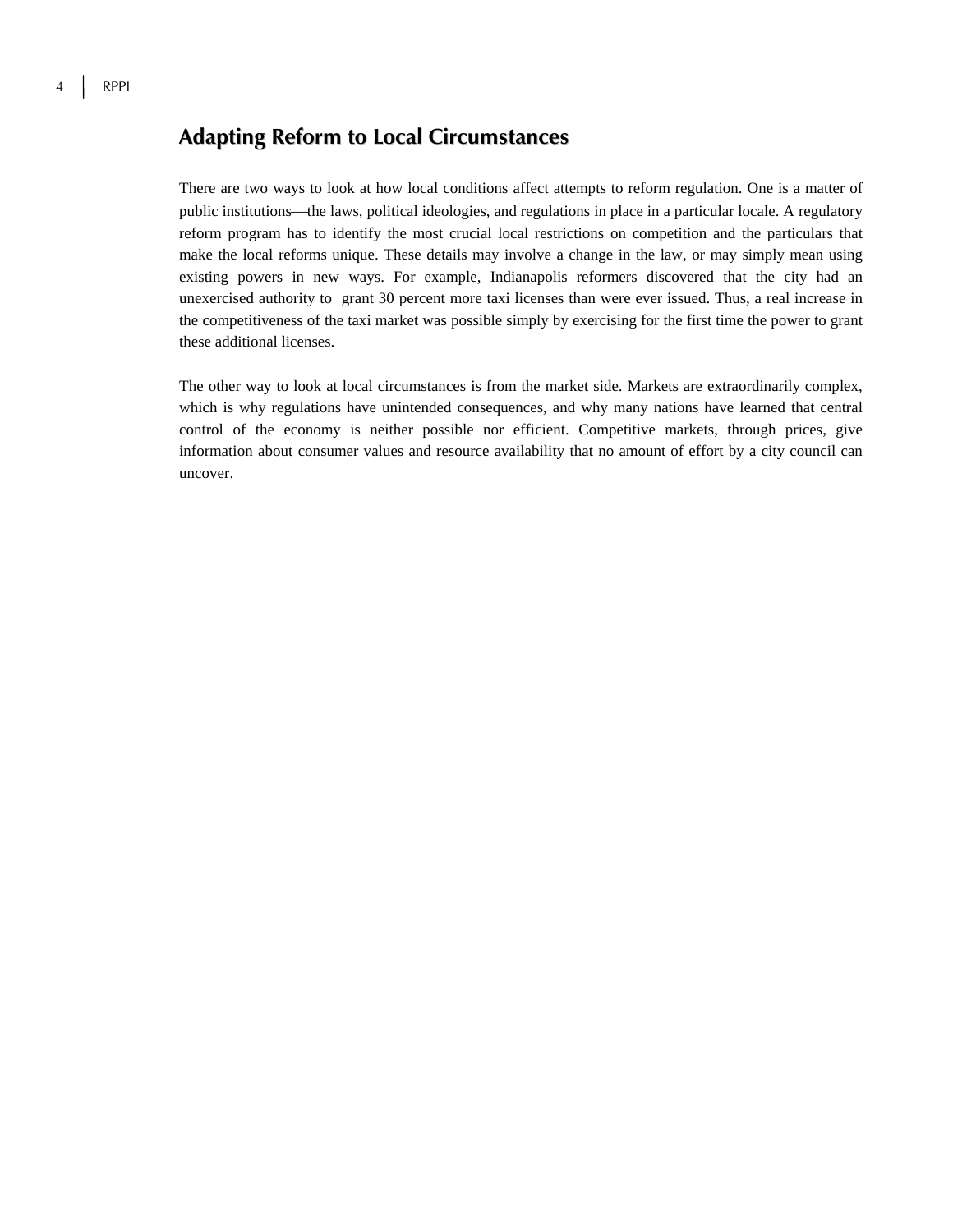## Adapting Reform to Local Circumstances

There are two ways to look at how local conditions affect attempts to reform regulation. One is a matter of public institutions—the laws, political ideologies, and regulations in place in a particular locale. A regulatory reform program has to identify the most crucial local restrictions on competition and the particulars that make the local reforms unique. These details may involve a change in the law, or may simply mean using existing powers in new ways. For example, Indianapolis reformers discovered that the city had an unexercised authority to grant 30 percent more taxi licenses than were ever issued. Thus, a real increase in the competitiveness of the taxi market was possible simply by exercising for the first time the power to grant these additional licenses.

The other way to look at local circumstances is from the market side. Markets are extraordinarily complex, which is why regulations have unintended consequences, and why many nations have learned that central control of the economy is neither possible nor efficient. Competitive markets, through prices, give information about consumer values and resource availability that no amount of effort by a city council can uncover.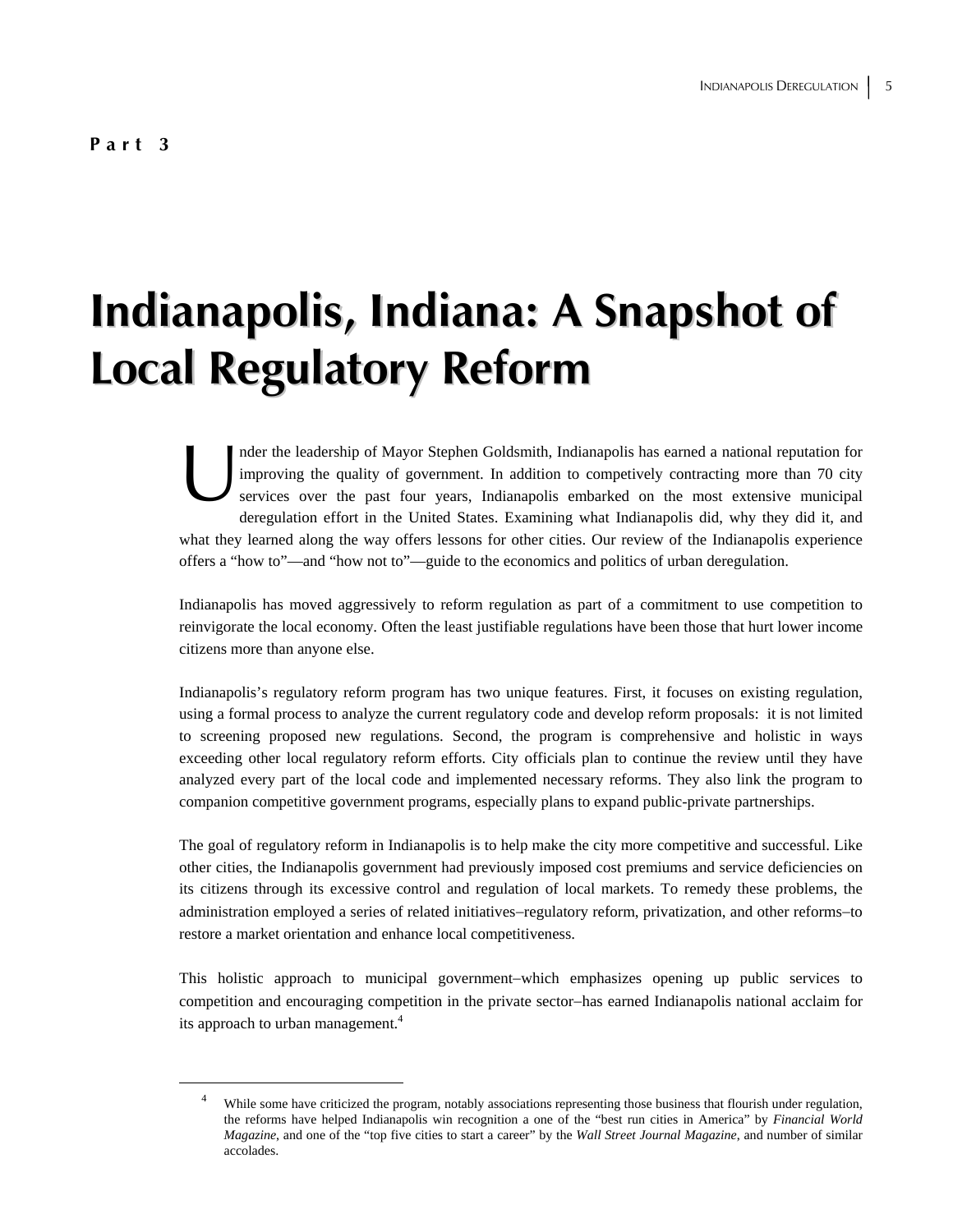**Part 3**

# Indianapolis, Indiana: A Snapshot of Local Regulatory Reform

Under the leadership of Mayor Stephen Goldsmith, Indianapolis has earned a national reputation for improving the quality of government. In addition to competively contracting more than 70 city services over the past four years, Indianapolis embarked on the most extensive municipal deregulation effort in the United States. Examining what Indianapolis did, why they did it, and what they learned along the way offers lessons for other cities. Our review of the Indianapolis experience offers a "how to"—and "how not to"—guide to the economics and politics of urban deregulation.

Indianapolis has moved aggressively to reform regulation as part of a commitment to use competition to reinvigorate the local economy. Often the least justifiable regulations have been those that hurt lower income citizens more than anyone else.

Indianapolis's regulatory reform program has two unique features. First, it focuses on existing regulation, using a formal process to analyze the current regulatory code and develop reform proposals: it is not limited to screening proposed new regulations. Second, the program is comprehensive and holistic in ways exceeding other local regulatory reform efforts. City officials plan to continue the review until they have analyzed every part of the local code and implemented necessary reforms. They also link the program to companion competitive government programs, especially plans to expand public-private partnerships.

The goal of regulatory reform in Indianapolis is to help make the city more competitive and successful. Like other cities, the Indianapolis government had previously imposed cost premiums and service deficiencies on its citizens through its excessive control and regulation of local markets. To remedy these problems, the administration employed a series of related initiatives–regulatory reform, privatization, and other reforms–to restore a market orientation and enhance local competitiveness.

This holistic approach to municipal government–which emphasizes opening up public services to competition and encouraging competition in the private sector–has earned Indianapolis national acclaim for its approach to urban management.[4]

---

[4] While some have criticized the program, notably associations representing those business that flourish under regulation, the reforms have helped Indianapolis win recognition a one of the "best run cities in America" by *Financial World Magazine*, and one of the "top five cities to start a career" by the *Wall Street Journal Magazine*, and number of similar accolades.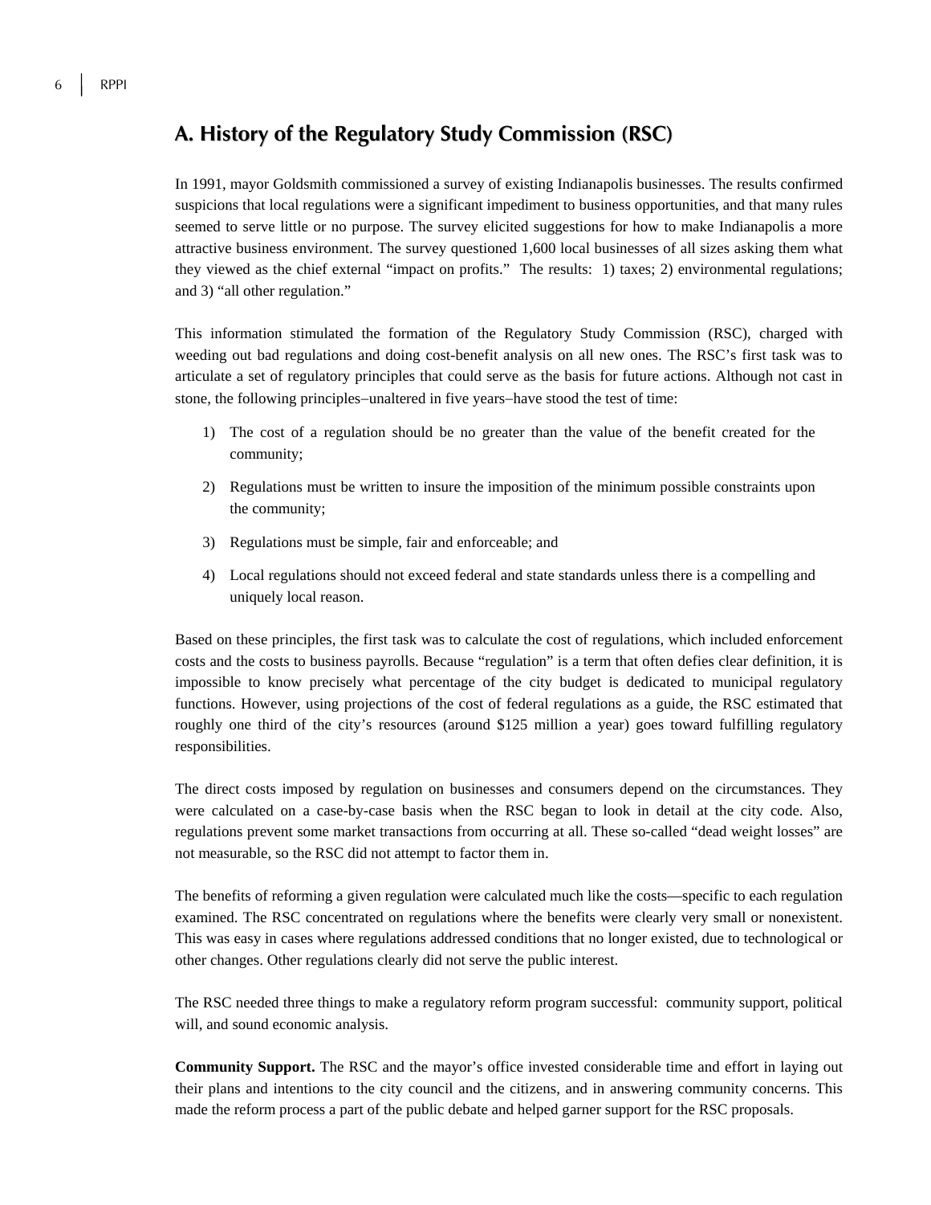## A. History of the Regulatory Study Commission (RSC)

In 1991, mayor Goldsmith commissioned a survey of existing Indianapolis businesses. The results confirmed suspicions that local regulations were a significant impediment to business opportunities, and that many rules seemed to serve little or no purpose. The survey elicited suggestions for how to make Indianapolis a more attractive business environment. The survey questioned 1,600 local businesses of all sizes asking them what they viewed as the chief external "impact on profits." The results: 1) taxes; 2) environmental regulations; and 3) "all other regulation."

This information stimulated the formation of the Regulatory Study Commission (RSC), charged with weeding out bad regulations and doing cost-benefit analysis on all new ones. The RSC's first task was to articulate a set of regulatory principles that could serve as the basis for future actions. Although not cast in stone, the following principles–unaltered in five years–have stood the test of time:

1) The cost of a regulation should be no greater than the value of the benefit created for the community;
2) Regulations must be written to insure the imposition of the minimum possible constraints upon the community;
3) Regulations must be simple, fair and enforceable; and
4) Local regulations should not exceed federal and state standards unless there is a compelling and uniquely local reason.

Based on these principles, the first task was to calculate the cost of regulations, which included enforcement costs and the costs to business payrolls. Because "regulation" is a term that often defies clear definition, it is impossible to know precisely what percentage of the city budget is dedicated to municipal regulatory functions. However, using projections of the cost of federal regulations as a guide, the RSC estimated that roughly one third of the city's resources (around $125 million a year) goes toward fulfilling regulatory responsibilities.

The direct costs imposed by regulation on businesses and consumers depend on the circumstances. They were calculated on a case-by-case basis when the RSC began to look in detail at the city code. Also, regulations prevent some market transactions from occurring at all. These so-called "dead weight losses" are not measurable, so the RSC did not attempt to factor them in.

The benefits of reforming a given regulation were calculated much like the costs—specific to each regulation examined. The RSC concentrated on regulations where the benefits were clearly very small or nonexistent. This was easy in cases where regulations addressed conditions that no longer existed, due to technological or other changes. Other regulations clearly did not serve the public interest.

The RSC needed three things to make a regulatory reform program successful: community support, political will, and sound economic analysis.

**Community Support.** The RSC and the mayor's office invested considerable time and effort in laying out their plans and intentions to the city council and the citizens, and in answering community concerns. This made the reform process a part of the public debate and helped garner support for the RSC proposals.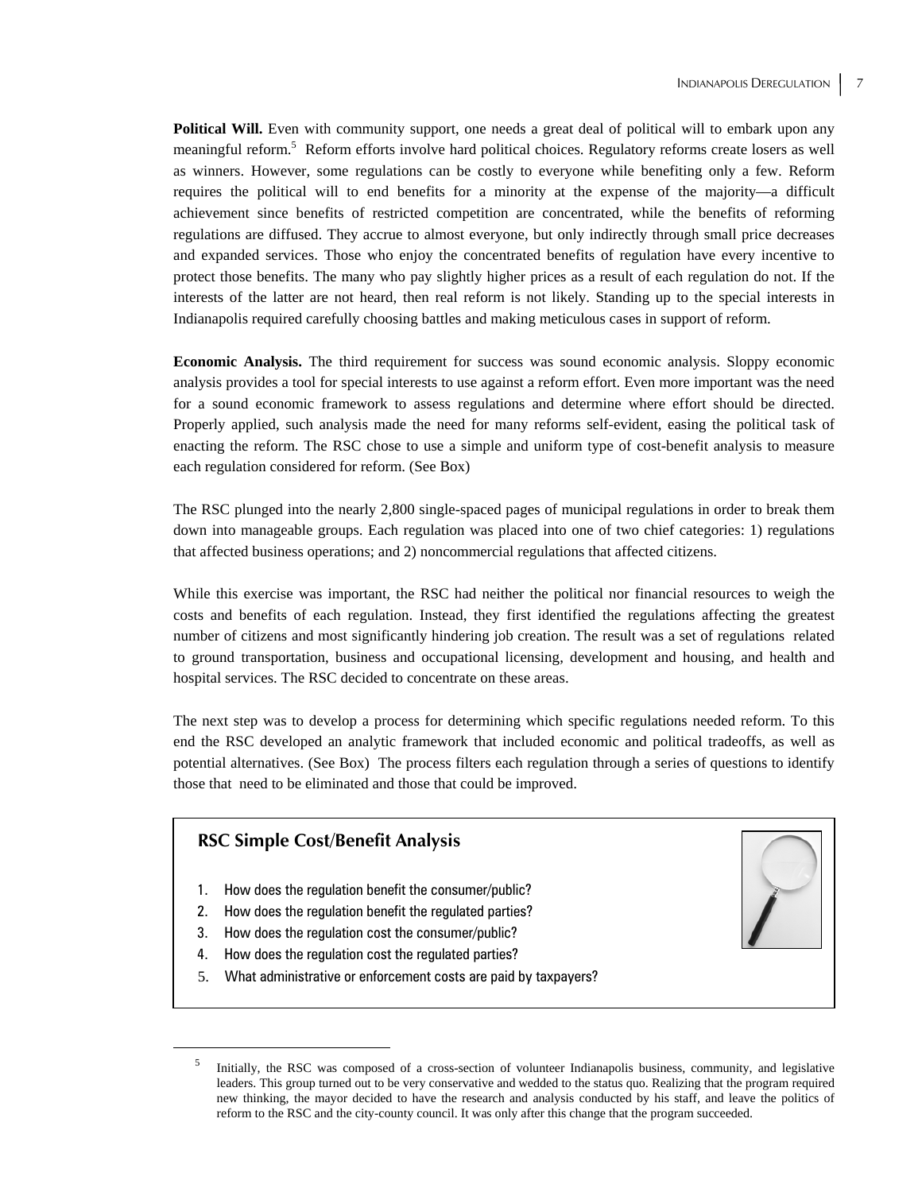**Political Will.** Even with community support, one needs a great deal of political will to embark upon any meaningful reform.[5] Reform efforts involve hard political choices. Regulatory reforms create losers as well as winners. However, some regulations can be costly to everyone while benefiting only a few. Reform requires the political will to end benefits for a minority at the expense of the majority—a difficult achievement since benefits of restricted competition are concentrated, while the benefits of reforming regulations are diffused. They accrue to almost everyone, but only indirectly through small price decreases and expanded services. Those who enjoy the concentrated benefits of regulation have every incentive to protect those benefits. The many who pay slightly higher prices as a result of each regulation do not. If the interests of the latter are not heard, then real reform is not likely. Standing up to the special interests in Indianapolis required carefully choosing battles and making meticulous cases in support of reform.

**Economic Analysis.** The third requirement for success was sound economic analysis. Sloppy economic analysis provides a tool for special interests to use against a reform effort. Even more important was the need for a sound economic framework to assess regulations and determine where effort should be directed. Properly applied, such analysis made the need for many reforms self-evident, easing the political task of enacting the reform. The RSC chose to use a simple and uniform type of cost-benefit analysis to measure each regulation considered for reform. (See Box)

The RSC plunged into the nearly 2,800 single-spaced pages of municipal regulations in order to break them down into manageable groups. Each regulation was placed into one of two chief categories: 1) regulations that affected business operations; and 2) noncommercial regulations that affected citizens.

While this exercise was important, the RSC had neither the political nor financial resources to weigh the costs and benefits of each regulation. Instead, they first identified the regulations affecting the greatest number of citizens and most significantly hindering job creation. The result was a set of regulations related to ground transportation, business and occupational licensing, development and housing, and health and hospital services. The RSC decided to concentrate on these areas.

The next step was to develop a process for determining which specific regulations needed reform. To this end the RSC developed an analytic framework that included economic and political tradeoffs, as well as potential alternatives. (See Box) The process filters each regulation through a series of questions to identify those that need to be eliminated and those that could be improved.

### RSC Simple Cost/Benefit Analysis

1. How does the regulation benefit the consumer/public?
2. How does the regulation benefit the regulated parties?
3. How does the regulation cost the consumer/public?
4. How does the regulation cost the regulated parties?
5. What administrative or enforcement costs are paid by taxpayers?

---

[5] Initially, the RSC was composed of a cross-section of volunteer Indianapolis business, community, and legislative leaders. This group turned out to be very conservative and wedded to the status quo. Realizing that the program required new thinking, the mayor decided to have the research and analysis conducted by his staff, and leave the politics of reform to the RSC and the city-county council. It was only after this change that the program succeeded.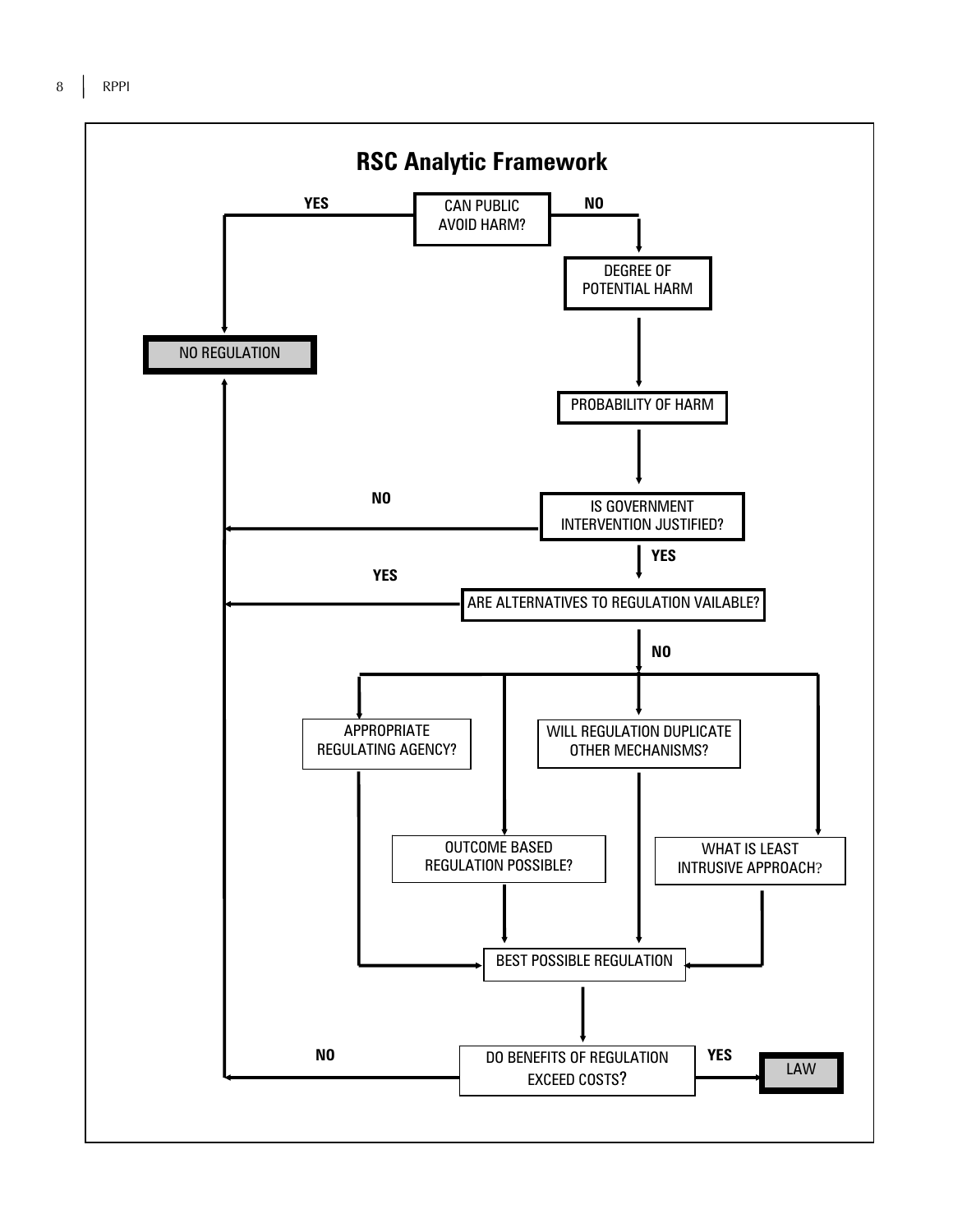## RSC Analytic Framework

CAN PUBLIC AVOID HARM?

- YES → NO REGULATION
- NO → DEGREE OF POTENTIAL HARM → PROBABILITY OF HARM → IS GOVERNMENT INTERVENTION JUSTIFIED?
  - NO → NO REGULATION
  - YES → ARE ALTERNATIVES TO REGULATION VAILABLE?
    - YES → NO REGULATION
    - NO →
      - APPROPRIATE REGULATING AGENCY?
      - OUTCOME BASED REGULATION POSSIBLE?
      - WILL REGULATION DUPLICATE OTHER MECHANISMS?
      - WHAT IS LEAST INTRUSIVE APPROACH?
      
      → BEST POSSIBLE REGULATION → DO BENEFITS OF REGULATION EXCEED COSTS?
        - NO → NO REGULATION
        - YES → LAW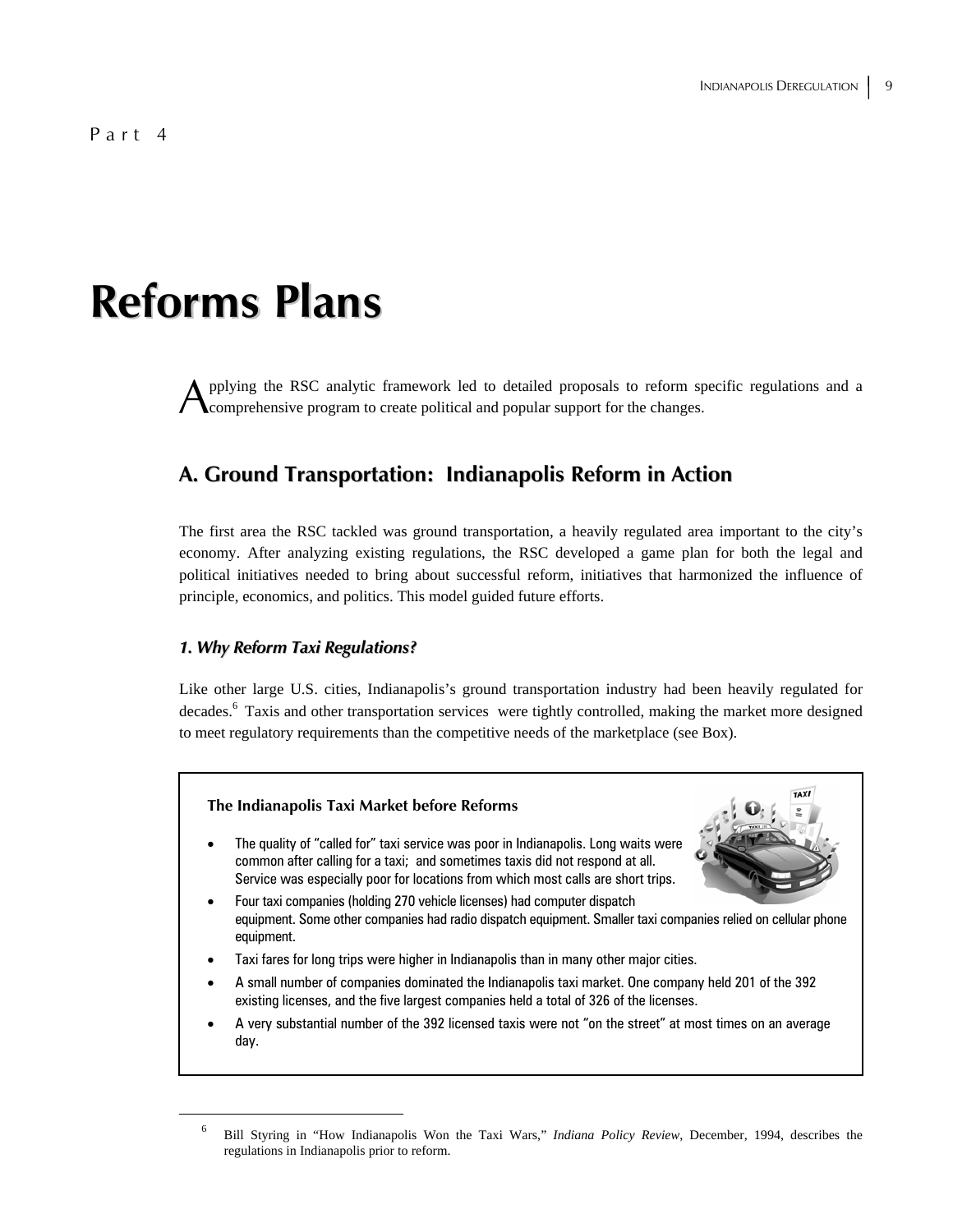Part 4

# Reforms Plans

Applying the RSC analytic framework led to detailed proposals to reform specific regulations and a comprehensive program to create political and popular support for the changes.

## A. Ground Transportation: Indianapolis Reform in Action

The first area the RSC tackled was ground transportation, a heavily regulated area important to the city's economy. After analyzing existing regulations, the RSC developed a game plan for both the legal and political initiatives needed to bring about successful reform, initiatives that harmonized the influence of principle, economics, and politics. This model guided future efforts.

### *1. Why Reform Taxi Regulations?*

Like other large U.S. cities, Indianapolis's ground transportation industry had been heavily regulated for decades.[6] Taxis and other transportation services were tightly controlled, making the market more designed to meet regulatory requirements than the competitive needs of the marketplace (see Box).

**The Indianapolis Taxi Market before Reforms**

- The quality of "called for" taxi service was poor in Indianapolis. Long waits were common after calling for a taxi; and sometimes taxis did not respond at all. Service was especially poor for locations from which most calls are short trips.
- Four taxi companies (holding 270 vehicle licenses) had computer dispatch equipment. Some other companies had radio dispatch equipment. Smaller taxi companies relied on cellular phone equipment.
- Taxi fares for long trips were higher in Indianapolis than in many other major cities.
- A small number of companies dominated the Indianapolis taxi market. One company held 201 of the 392 existing licenses, and the five largest companies held a total of 326 of the licenses.
- A very substantial number of the 392 licensed taxis were not "on the street" at most times on an average day.

[6] Bill Styring in "How Indianapolis Won the Taxi Wars," *Indiana Policy Review*, December, 1994, describes the regulations in Indianapolis prior to reform.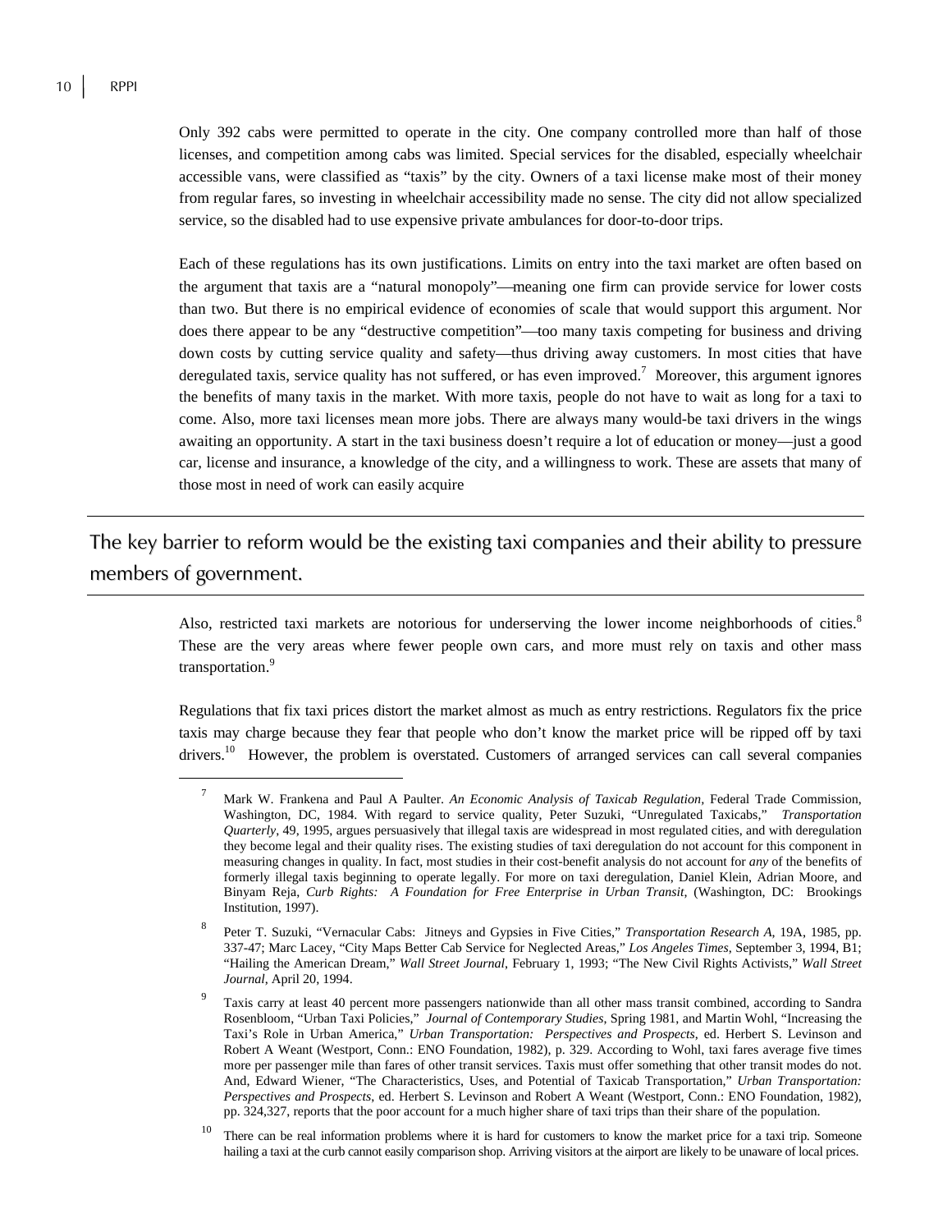Only 392 cabs were permitted to operate in the city. One company controlled more than half of those licenses, and competition among cabs was limited. Special services for the disabled, especially wheelchair accessible vans, were classified as "taxis" by the city. Owners of a taxi license make most of their money from regular fares, so investing in wheelchair accessibility made no sense. The city did not allow specialized service, so the disabled had to use expensive private ambulances for door-to-door trips.

Each of these regulations has its own justifications. Limits on entry into the taxi market are often based on the argument that taxis are a "natural monopoly"—meaning one firm can provide service for lower costs than two. But there is no empirical evidence of economies of scale that would support this argument. Nor does there appear to be any "destructive competition"—too many taxis competing for business and driving down costs by cutting service quality and safety—thus driving away customers. In most cities that have deregulated taxis, service quality has not suffered, or has even improved.[7] Moreover, this argument ignores the benefits of many taxis in the market. With more taxis, people do not have to wait as long for a taxi to come. Also, more taxi licenses mean more jobs. There are always many would-be taxi drivers in the wings awaiting an opportunity. A start in the taxi business doesn't require a lot of education or money—just a good car, license and insurance, a knowledge of the city, and a willingness to work. These are assets that many of those most in need of work can easily acquire

> The key barrier to reform would be the existing taxi companies and their ability to pressure members of government.

Also, restricted taxi markets are notorious for underserving the lower income neighborhoods of cities.[8] These are the very areas where fewer people own cars, and more must rely on taxis and other mass transportation.[9]

Regulations that fix taxi prices distort the market almost as much as entry restrictions. Regulators fix the price taxis may charge because they fear that people who don't know the market price will be ripped off by taxi drivers.[10] However, the problem is overstated. Customers of arranged services can call several companies

---

[7] Mark W. Frankena and Paul A Paulter. *An Economic Analysis of Taxicab Regulation*, Federal Trade Commission, Washington, DC, 1984. With regard to service quality, Peter Suzuki, "Unregulated Taxicabs," *Transportation Quarterly*, 49, 1995, argues persuasively that illegal taxis are widespread in most regulated cities, and with deregulation they become legal and their quality rises. The existing studies of taxi deregulation do not account for this component in measuring changes in quality. In fact, most studies in their cost-benefit analysis do not account for *any* of the benefits of formerly illegal taxis beginning to operate legally. For more on taxi deregulation, Daniel Klein, Adrian Moore, and Binyam Reja, *Curb Rights: A Foundation for Free Enterprise in Urban Transit*, (Washington, DC: Brookings Institution, 1997).

[8] Peter T. Suzuki, "Vernacular Cabs: Jitneys and Gypsies in Five Cities," *Transportation Research A*, 19A, 1985, pp. 337-47; Marc Lacey, "City Maps Better Cab Service for Neglected Areas," *Los Angeles Times*, September 3, 1994, B1; "Hailing the American Dream," *Wall Street Journal*, February 1, 1993; "The New Civil Rights Activists," *Wall Street Journal*, April 20, 1994.

[9] Taxis carry at least 40 percent more passengers nationwide than all other mass transit combined, according to Sandra Rosenbloom, "Urban Taxi Policies," *Journal of Contemporary Studies*, Spring 1981, and Martin Wohl, "Increasing the Taxi's Role in Urban America," *Urban Transportation: Perspectives and Prospects*, ed. Herbert S. Levinson and Robert A Weant (Westport, Conn.: ENO Foundation, 1982), p. 329. According to Wohl, taxi fares average five times more per passenger mile than fares of other transit services. Taxis must offer something that other transit modes do not. And, Edward Wiener, "The Characteristics, Uses, and Potential of Taxicab Transportation," *Urban Transportation: Perspectives and Prospects*, ed. Herbert S. Levinson and Robert A Weant (Westport, Conn.: ENO Foundation, 1982), pp. 324,327, reports that the poor account for a much higher share of taxi trips than their share of the population.

[10] There can be real information problems where it is hard for customers to know the market price for a taxi trip. Someone hailing a taxi at the curb cannot easily comparison shop. Arriving visitors at the airport are likely to be unaware of local prices.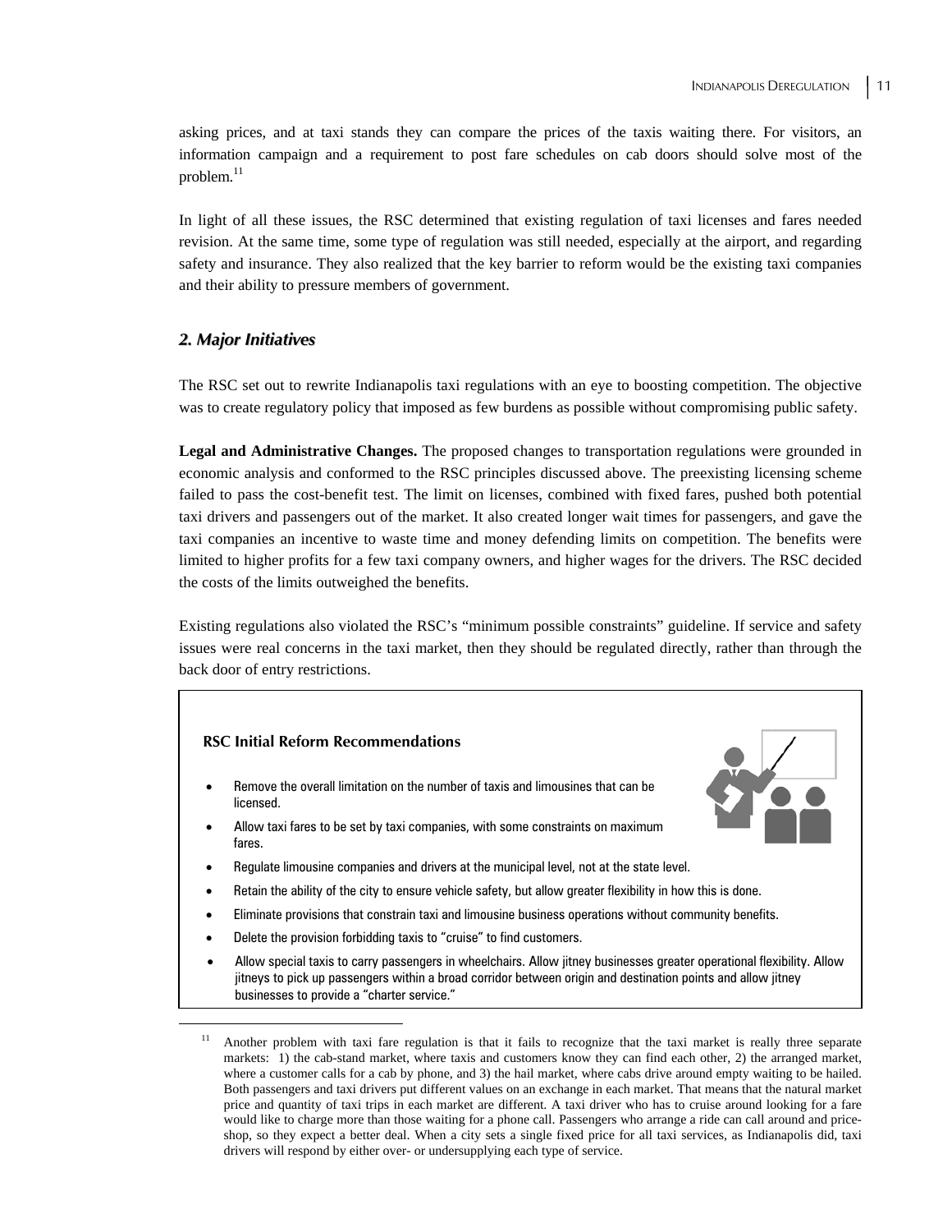asking prices, and at taxi stands they can compare the prices of the taxis waiting there. For visitors, an information campaign and a requirement to post fare schedules on cab doors should solve most of the problem.[11]

In light of all these issues, the RSC determined that existing regulation of taxi licenses and fares needed revision. At the same time, some type of regulation was still needed, especially at the airport, and regarding safety and insurance. They also realized that the key barrier to reform would be the existing taxi companies and their ability to pressure members of government.

## *2. Major Initiatives*

The RSC set out to rewrite Indianapolis taxi regulations with an eye to boosting competition. The objective was to create regulatory policy that imposed as few burdens as possible without compromising public safety.

**Legal and Administrative Changes.** The proposed changes to transportation regulations were grounded in economic analysis and conformed to the RSC principles discussed above. The preexisting licensing scheme failed to pass the cost-benefit test. The limit on licenses, combined with fixed fares, pushed both potential taxi drivers and passengers out of the market. It also created longer wait times for passengers, and gave the taxi companies an incentive to waste time and money defending limits on competition. The benefits were limited to higher profits for a few taxi company owners, and higher wages for the drivers. The RSC decided the costs of the limits outweighed the benefits.

Existing regulations also violated the RSC's "minimum possible constraints" guideline. If service and safety issues were real concerns in the taxi market, then they should be regulated directly, rather than through the back door of entry restrictions.

**RSC Initial Reform Recommendations**

- Remove the overall limitation on the number of taxis and limousines that can be licensed.
- Allow taxi fares to be set by taxi companies, with some constraints on maximum fares.
- Regulate limousine companies and drivers at the municipal level, not at the state level.
- Retain the ability of the city to ensure vehicle safety, but allow greater flexibility in how this is done.
- Eliminate provisions that constrain taxi and limousine business operations without community benefits.
- Delete the provision forbidding taxis to "cruise" to find customers.
- Allow special taxis to carry passengers in wheelchairs. Allow jitney businesses greater operational flexibility. Allow jitneys to pick up passengers within a broad corridor between origin and destination points and allow jitney businesses to provide a "charter service."

[11] Another problem with taxi fare regulation is that it fails to recognize that the taxi market is really three separate markets: 1) the cab-stand market, where taxis and customers know they can find each other, 2) the arranged market, where a customer calls for a cab by phone, and 3) the hail market, where cabs drive around empty waiting to be hailed. Both passengers and taxi drivers put different values on an exchange in each market. That means that the natural market price and quantity of taxi trips in each market are different. A taxi driver who has to cruise around looking for a fare would like to charge more than those waiting for a phone call. Passengers who arrange a ride can call around and price-shop, so they expect a better deal. When a city sets a single fixed price for all taxi services, as Indianapolis did, taxi drivers will respond by either over- or undersupplying each type of service.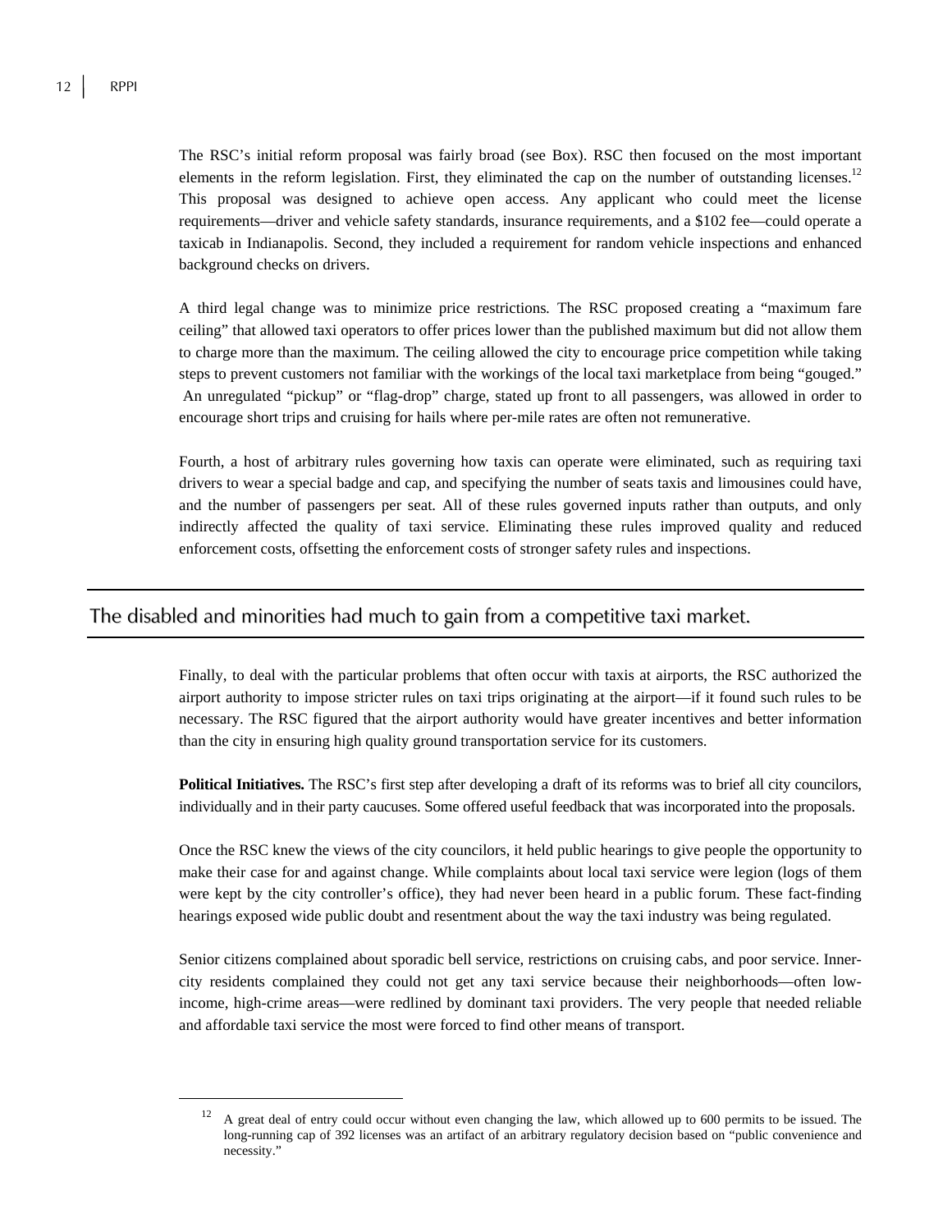The RSC's initial reform proposal was fairly broad (see Box). RSC then focused on the most important elements in the reform legislation. First, they eliminated the cap on the number of outstanding licenses.[12] This proposal was designed to achieve open access. Any applicant who could meet the license requirements—driver and vehicle safety standards, insurance requirements, and a $102 fee—could operate a taxicab in Indianapolis. Second, they included a requirement for random vehicle inspections and enhanced background checks on drivers.

A third legal change was to minimize price restrictions. The RSC proposed creating a "maximum fare ceiling" that allowed taxi operators to offer prices lower than the published maximum but did not allow them to charge more than the maximum. The ceiling allowed the city to encourage price competition while taking steps to prevent customers not familiar with the workings of the local taxi marketplace from being "gouged." An unregulated "pickup" or "flag-drop" charge, stated up front to all passengers, was allowed in order to encourage short trips and cruising for hails where per-mile rates are often not remunerative.

Fourth, a host of arbitrary rules governing how taxis can operate were eliminated, such as requiring taxi drivers to wear a special badge and cap, and specifying the number of seats taxis and limousines could have, and the number of passengers per seat. All of these rules governed inputs rather than outputs, and only indirectly affected the quality of taxi service. Eliminating these rules improved quality and reduced enforcement costs, offsetting the enforcement costs of stronger safety rules and inspections.

## The disabled and minorities had much to gain from a competitive taxi market.

Finally, to deal with the particular problems that often occur with taxis at airports, the RSC authorized the airport authority to impose stricter rules on taxi trips originating at the airport—if it found such rules to be necessary. The RSC figured that the airport authority would have greater incentives and better information than the city in ensuring high quality ground transportation service for its customers.

**Political Initiatives.** The RSC's first step after developing a draft of its reforms was to brief all city councilors, individually and in their party caucuses. Some offered useful feedback that was incorporated into the proposals.

Once the RSC knew the views of the city councilors, it held public hearings to give people the opportunity to make their case for and against change. While complaints about local taxi service were legion (logs of them were kept by the city controller's office), they had never been heard in a public forum. These fact-finding hearings exposed wide public doubt and resentment about the way the taxi industry was being regulated.

Senior citizens complained about sporadic bell service, restrictions on cruising cabs, and poor service. Inner-city residents complained they could not get any taxi service because their neighborhoods—often low-income, high-crime areas—were redlined by dominant taxi providers. The very people that needed reliable and affordable taxi service the most were forced to find other means of transport.

---

[12] A great deal of entry could occur without even changing the law, which allowed up to 600 permits to be issued. The long-running cap of 392 licenses was an artifact of an arbitrary regulatory decision based on "public convenience and necessity."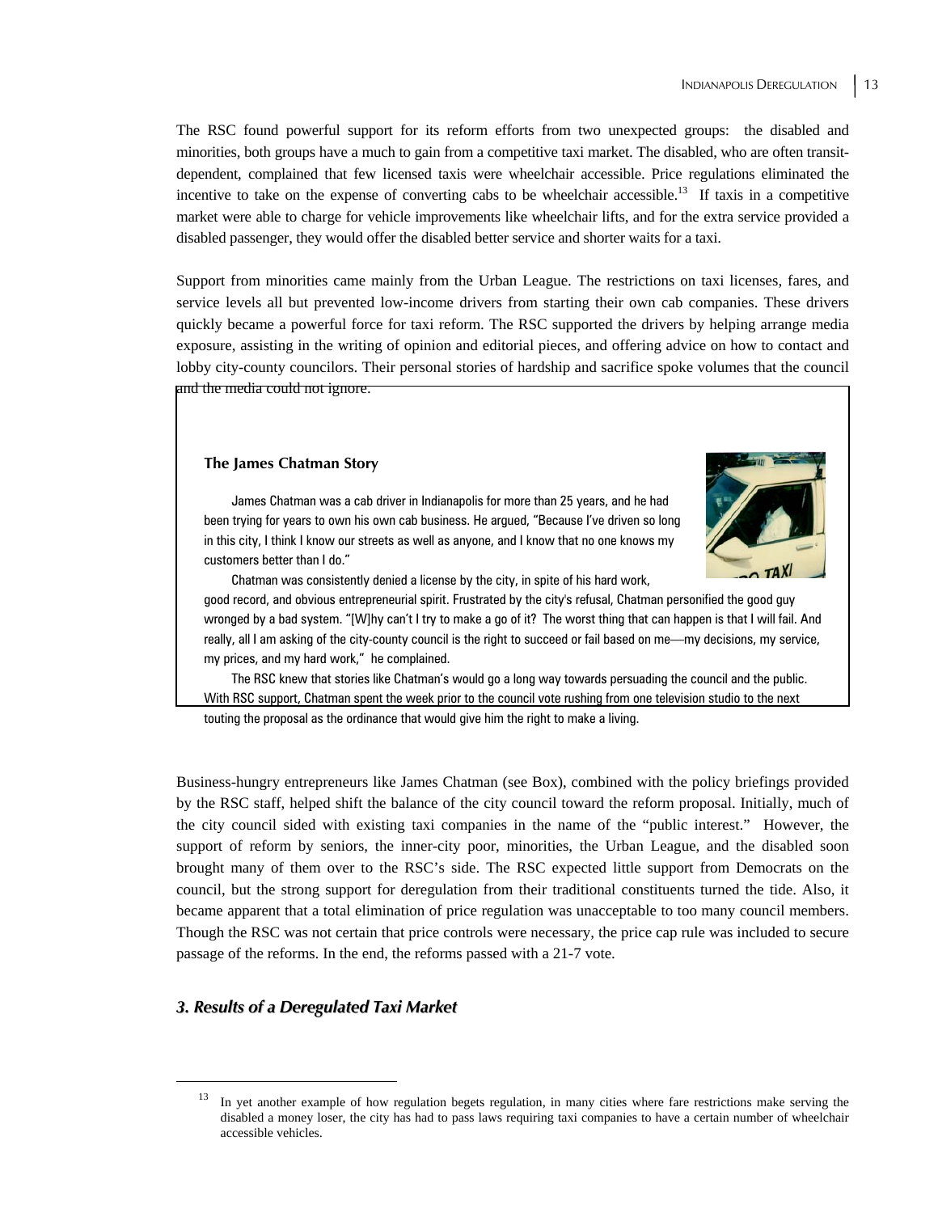The RSC found powerful support for its reform efforts from two unexpected groups: the disabled and minorities, both groups have a much to gain from a competitive taxi market. The disabled, who are often transit-dependent, complained that few licensed taxis were wheelchair accessible. Price regulations eliminated the incentive to take on the expense of converting cabs to be wheelchair accessible.[13] If taxis in a competitive market were able to charge for vehicle improvements like wheelchair lifts, and for the extra service provided a disabled passenger, they would offer the disabled better service and shorter waits for a taxi.

Support from minorities came mainly from the Urban League. The restrictions on taxi licenses, fares, and service levels all but prevented low-income drivers from starting their own cab companies. These drivers quickly became a powerful force for taxi reform. The RSC supported the drivers by helping arrange media exposure, assisting in the writing of opinion and editorial pieces, and offering advice on how to contact and lobby city-county councilors. Their personal stories of hardship and sacrifice spoke volumes that the council and the media could not ignore.

> **The James Chatman Story**
>
> James Chatman was a cab driver in Indianapolis for more than 25 years, and he had been trying for years to own his own cab business. He argued, "Because I've driven so long in this city, I think I know our streets as well as anyone, and I know that no one knows my customers better than I do."
>
> Chatman was consistently denied a license by the city, in spite of his hard work, good record, and obvious entrepreneurial spirit. Frustrated by the city's refusal, Chatman personified the good guy wronged by a bad system. "[W]hy can't I try to make a go of it? The worst thing that can happen is that I will fail. And really, all I am asking of the city-county council is the right to succeed or fail based on me—my decisions, my service, my prices, and my hard work," he complained.
>
> The RSC knew that stories like Chatman's would go a long way towards persuading the council and the public. With RSC support, Chatman spent the week prior to the council vote rushing from one television studio to the next touting the proposal as the ordinance that would give him the right to make a living.

Business-hungry entrepreneurs like James Chatman (see Box), combined with the policy briefings provided by the RSC staff, helped shift the balance of the city council toward the reform proposal. Initially, much of the city council sided with existing taxi companies in the name of the "public interest." However, the support of reform by seniors, the inner-city poor, minorities, the Urban League, and the disabled soon brought many of them over to the RSC's side. The RSC expected little support from Democrats on the council, but the strong support for deregulation from their traditional constituents turned the tide. Also, it became apparent that a total elimination of price regulation was unacceptable to too many council members. Though the RSC was not certain that price controls were necessary, the price cap rule was included to secure passage of the reforms. In the end, the reforms passed with a 21-7 vote.

### *3. Results of a Deregulated Taxi Market*

---

[13] In yet another example of how regulation begets regulation, in many cities where fare restrictions make serving the disabled a money loser, the city has had to pass laws requiring taxi companies to have a certain number of wheelchair accessible vehicles.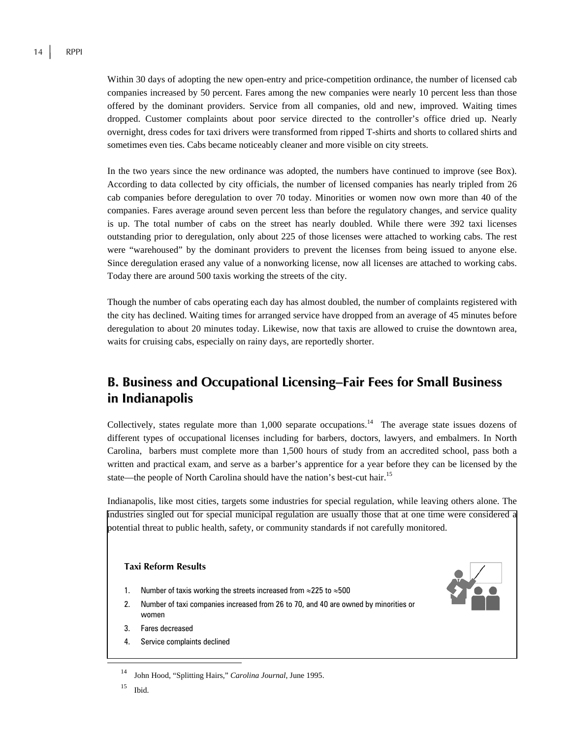Within 30 days of adopting the new open-entry and price-competition ordinance, the number of licensed cab companies increased by 50 percent. Fares among the new companies were nearly 10 percent less than those offered by the dominant providers. Service from all companies, old and new, improved. Waiting times dropped. Customer complaints about poor service directed to the controller's office dried up. Nearly overnight, dress codes for taxi drivers were transformed from ripped T-shirts and shorts to collared shirts and sometimes even ties. Cabs became noticeably cleaner and more visible on city streets.

In the two years since the new ordinance was adopted, the numbers have continued to improve (see Box). According to data collected by city officials, the number of licensed companies has nearly tripled from 26 cab companies before deregulation to over 70 today. Minorities or women now own more than 40 of the companies. Fares average around seven percent less than before the regulatory changes, and service quality is up. The total number of cabs on the street has nearly doubled. While there were 392 taxi licenses outstanding prior to deregulation, only about 225 of those licenses were attached to working cabs. The rest were "warehoused" by the dominant providers to prevent the licenses from being issued to anyone else. Since deregulation erased any value of a nonworking license, now all licenses are attached to working cabs. Today there are around 500 taxis working the streets of the city.

Though the number of cabs operating each day has almost doubled, the number of complaints registered with the city has declined. Waiting times for arranged service have dropped from an average of 45 minutes before deregulation to about 20 minutes today. Likewise, now that taxis are allowed to cruise the downtown area, waits for cruising cabs, especially on rainy days, are reportedly shorter.

## B. Business and Occupational Licensing–Fair Fees for Small Business in Indianapolis

Collectively, states regulate more than 1,000 separate occupations.[14] The average state issues dozens of different types of occupational licenses including for barbers, doctors, lawyers, and embalmers. In North Carolina, barbers must complete more than 1,500 hours of study from an accredited school, pass both a written and practical exam, and serve as a barber's apprentice for a year before they can be licensed by the state—the people of North Carolina should have the nation's best-cut hair.[15]

Indianapolis, like most cities, targets some industries for special regulation, while leaving others alone. The industries singled out for special municipal regulation are usually those that at one time were considered a potential threat to public health, safety, or community standards if not carefully monitored.

**Taxi Reform Results**

1. Number of taxis working the streets increased from ≈225 to ≈500
2. Number of taxi companies increased from 26 to 70, and 40 are owned by minorities or women
3. Fares decreased
4. Service complaints declined

---

14 John Hood, "Splitting Hairs," *Carolina Journal*, June 1995.

15 Ibid.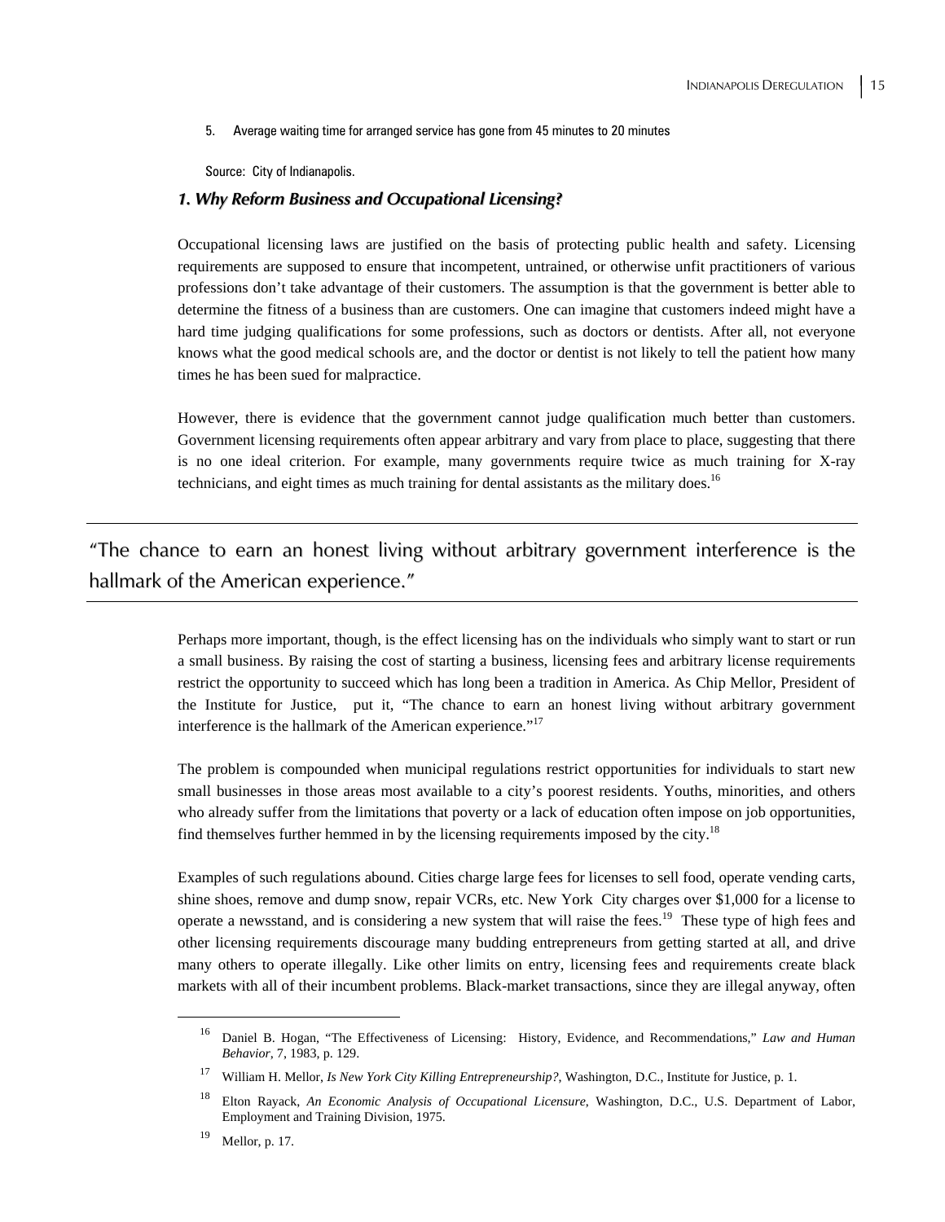5. Average waiting time for arranged service has gone from 45 minutes to 20 minutes

Source: City of Indianapolis.

### *1. Why Reform Business and Occupational Licensing?*

Occupational licensing laws are justified on the basis of protecting public health and safety. Licensing requirements are supposed to ensure that incompetent, untrained, or otherwise unfit practitioners of various professions don't take advantage of their customers. The assumption is that the government is better able to determine the fitness of a business than are customers. One can imagine that customers indeed might have a hard time judging qualifications for some professions, such as doctors or dentists. After all, not everyone knows what the good medical schools are, and the doctor or dentist is not likely to tell the patient how many times he has been sued for malpractice.

However, there is evidence that the government cannot judge qualification much better than customers. Government licensing requirements often appear arbitrary and vary from place to place, suggesting that there is no one ideal criterion. For example, many governments require twice as much training for X-ray technicians, and eight times as much training for dental assistants as the military does.[16]

> "The chance to earn an honest living without arbitrary government interference is the hallmark of the American experience."

Perhaps more important, though, is the effect licensing has on the individuals who simply want to start or run a small business. By raising the cost of starting a business, licensing fees and arbitrary license requirements restrict the opportunity to succeed which has long been a tradition in America. As Chip Mellor, President of the Institute for Justice, put it, "The chance to earn an honest living without arbitrary government interference is the hallmark of the American experience."[17]

The problem is compounded when municipal regulations restrict opportunities for individuals to start new small businesses in those areas most available to a city's poorest residents. Youths, minorities, and others who already suffer from the limitations that poverty or a lack of education often impose on job opportunities, find themselves further hemmed in by the licensing requirements imposed by the city.[18]

Examples of such regulations abound. Cities charge large fees for licenses to sell food, operate vending carts, shine shoes, remove and dump snow, repair VCRs, etc. New York City charges over $1,000 for a license to operate a newsstand, and is considering a new system that will raise the fees.[19] These type of high fees and other licensing requirements discourage many budding entrepreneurs from getting started at all, and drive many others to operate illegally. Like other limits on entry, licensing fees and requirements create black markets with all of their incumbent problems. Black-market transactions, since they are illegal anyway, often

---

[16] Daniel B. Hogan, "The Effectiveness of Licensing: History, Evidence, and Recommendations," *Law and Human Behavior*, 7, 1983, p. 129.

[17] William H. Mellor, *Is New York City Killing Entrepreneurship?*, Washington, D.C., Institute for Justice, p. 1.

[18] Elton Rayack, *An Economic Analysis of Occupational Licensure*, Washington, D.C., U.S. Department of Labor, Employment and Training Division, 1975.

[19] Mellor, p. 17.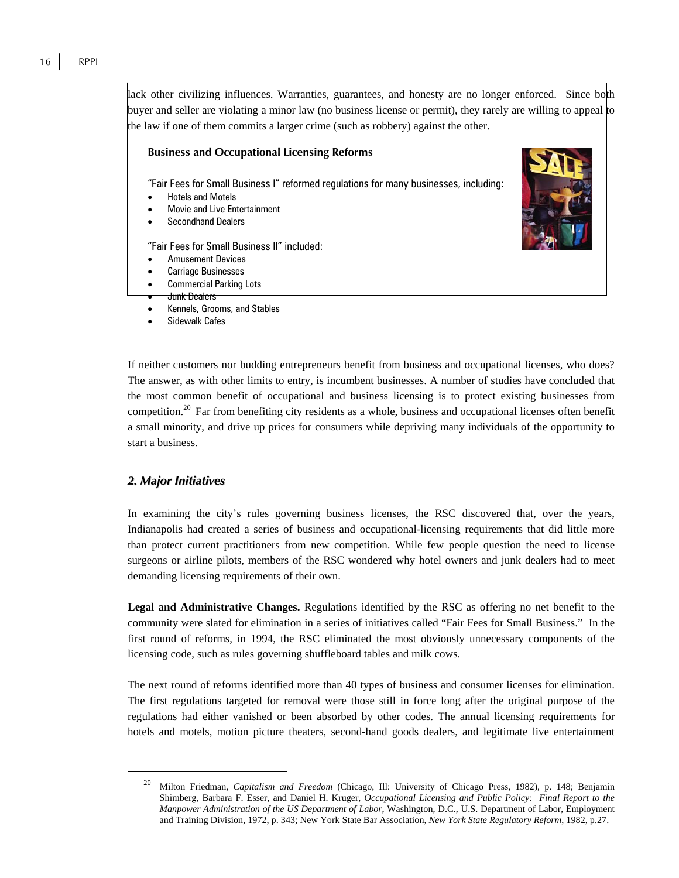lack other civilizing influences. Warranties, guarantees, and honesty are no longer enforced. Since both buyer and seller are violating a minor law (no business license or permit), they rarely are willing to appeal to the law if one of them commits a larger crime (such as robbery) against the other.

**Business and Occupational Licensing Reforms**

"Fair Fees for Small Business I" reformed regulations for many businesses, including:

- Hotels and Motels
- Movie and Live Entertainment
- Secondhand Dealers

"Fair Fees for Small Business II" included:

- Amusement Devices
- Carriage Businesses
- Commercial Parking Lots
- Junk Dealers
- Kennels, Grooms, and Stables
- Sidewalk Cafes

If neither customers nor budding entrepreneurs benefit from business and occupational licenses, who does? The answer, as with other limits to entry, is incumbent businesses. A number of studies have concluded that the most common benefit of occupational and business licensing is to protect existing businesses from competition.[20] Far from benefiting city residents as a whole, business and occupational licenses often benefit a small minority, and drive up prices for consumers while depriving many individuals of the opportunity to start a business.

## *2. Major Initiatives*

In examining the city's rules governing business licenses, the RSC discovered that, over the years, Indianapolis had created a series of business and occupational-licensing requirements that did little more than protect current practitioners from new competition. While few people question the need to license surgeons or airline pilots, members of the RSC wondered why hotel owners and junk dealers had to meet demanding licensing requirements of their own.

**Legal and Administrative Changes.** Regulations identified by the RSC as offering no net benefit to the community were slated for elimination in a series of initiatives called "Fair Fees for Small Business." In the first round of reforms, in 1994, the RSC eliminated the most obviously unnecessary components of the licensing code, such as rules governing shuffleboard tables and milk cows.

The next round of reforms identified more than 40 types of business and consumer licenses for elimination. The first regulations targeted for removal were those still in force long after the original purpose of the regulations had either vanished or been absorbed by other codes. The annual licensing requirements for hotels and motels, motion picture theaters, second-hand goods dealers, and legitimate live entertainment

---

[20] Milton Friedman, *Capitalism and Freedom* (Chicago, Ill: University of Chicago Press, 1982), p. 148; Benjamin Shimberg, Barbara F. Esser, and Daniel H. Kruger, *Occupational Licensing and Public Policy: Final Report to the Manpower Administration of the US Department of Labor*, Washington, D.C., U.S. Department of Labor, Employment and Training Division, 1972, p. 343; New York State Bar Association, *New York State Regulatory Reform*, 1982, p.27.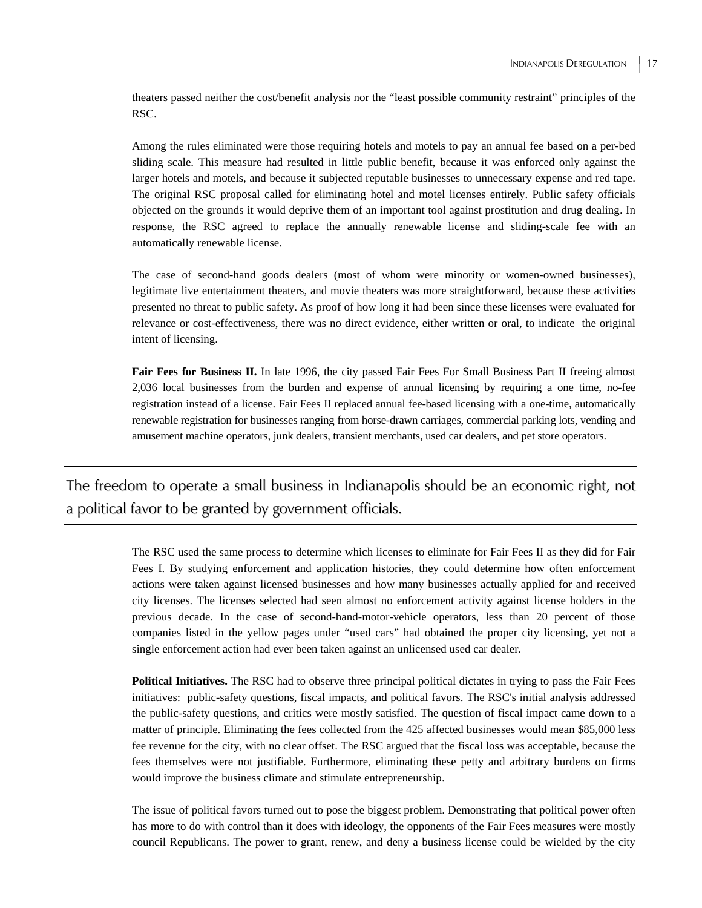theaters passed neither the cost/benefit analysis nor the “least possible community restraint” principles of the RSC.

Among the rules eliminated were those requiring hotels and motels to pay an annual fee based on a per-bed sliding scale. This measure had resulted in little public benefit, because it was enforced only against the larger hotels and motels, and because it subjected reputable businesses to unnecessary expense and red tape. The original RSC proposal called for eliminating hotel and motel licenses entirely. Public safety officials objected on the grounds it would deprive them of an important tool against prostitution and drug dealing. In response, the RSC agreed to replace the annually renewable license and sliding-scale fee with an automatically renewable license.

The case of second-hand goods dealers (most of whom were minority or women-owned businesses), legitimate live entertainment theaters, and movie theaters was more straightforward, because these activities presented no threat to public safety. As proof of how long it had been since these licenses were evaluated for relevance or cost-effectiveness, there was no direct evidence, either written or oral, to indicate the original intent of licensing.

**Fair Fees for Business II.** In late 1996, the city passed Fair Fees For Small Business Part II freeing almost 2,036 local businesses from the burden and expense of annual licensing by requiring a one time, no-fee registration instead of a license. Fair Fees II replaced annual fee-based licensing with a one-time, automatically renewable registration for businesses ranging from horse-drawn carriages, commercial parking lots, vending and amusement machine operators, junk dealers, transient merchants, used car dealers, and pet store operators.

> The freedom to operate a small business in Indianapolis should be an economic right, not a political favor to be granted by government officials.

The RSC used the same process to determine which licenses to eliminate for Fair Fees II as they did for Fair Fees I. By studying enforcement and application histories, they could determine how often enforcement actions were taken against licensed businesses and how many businesses actually applied for and received city licenses. The licenses selected had seen almost no enforcement activity against license holders in the previous decade. In the case of second-hand-motor-vehicle operators, less than 20 percent of those companies listed in the yellow pages under “used cars” had obtained the proper city licensing, yet not a single enforcement action had ever been taken against an unlicensed used car dealer.

**Political Initiatives.** The RSC had to observe three principal political dictates in trying to pass the Fair Fees initiatives: public-safety questions, fiscal impacts, and political favors. The RSC's initial analysis addressed the public-safety questions, and critics were mostly satisfied. The question of fiscal impact came down to a matter of principle. Eliminating the fees collected from the 425 affected businesses would mean $85,000 less fee revenue for the city, with no clear offset. The RSC argued that the fiscal loss was acceptable, because the fees themselves were not justifiable. Furthermore, eliminating these petty and arbitrary burdens on firms would improve the business climate and stimulate entrepreneurship.

The issue of political favors turned out to pose the biggest problem. Demonstrating that political power often has more to do with control than it does with ideology, the opponents of the Fair Fees measures were mostly council Republicans. The power to grant, renew, and deny a business license could be wielded by the city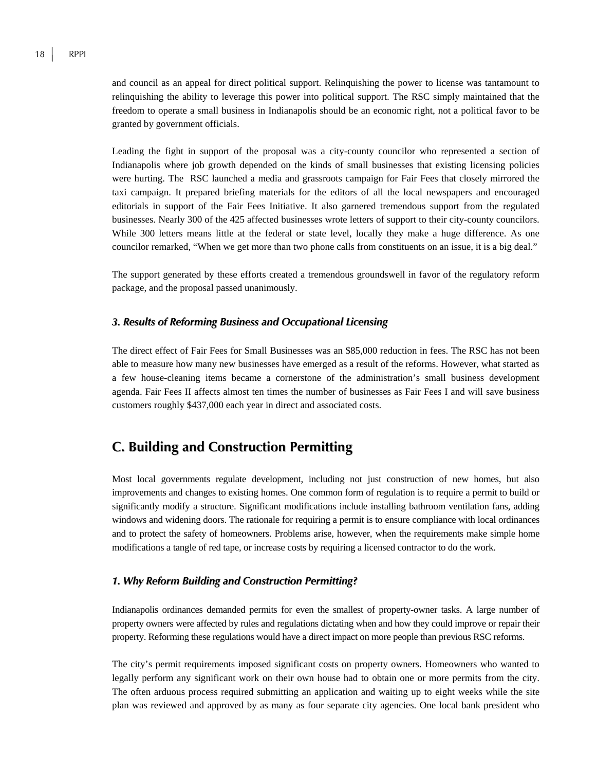and council as an appeal for direct political support. Relinquishing the power to license was tantamount to relinquishing the ability to leverage this power into political support. The RSC simply maintained that the freedom to operate a small business in Indianapolis should be an economic right, not a political favor to be granted by government officials.

Leading the fight in support of the proposal was a city-county councilor who represented a section of Indianapolis where job growth depended on the kinds of small businesses that existing licensing policies were hurting. The RSC launched a media and grassroots campaign for Fair Fees that closely mirrored the taxi campaign. It prepared briefing materials for the editors of all the local newspapers and encouraged editorials in support of the Fair Fees Initiative. It also garnered tremendous support from the regulated businesses. Nearly 300 of the 425 affected businesses wrote letters of support to their city-county councilors. While 300 letters means little at the federal or state level, locally they make a huge difference. As one councilor remarked, "When we get more than two phone calls from constituents on an issue, it is a big deal."

The support generated by these efforts created a tremendous groundswell in favor of the regulatory reform package, and the proposal passed unanimously.

### *3. Results of Reforming Business and Occupational Licensing*

The direct effect of Fair Fees for Small Businesses was an $85,000 reduction in fees. The RSC has not been able to measure how many new businesses have emerged as a result of the reforms. However, what started as a few house-cleaning items became a cornerstone of the administration's small business development agenda. Fair Fees II affects almost ten times the number of businesses as Fair Fees I and will save business customers roughly $437,000 each year in direct and associated costs.

## C. Building and Construction Permitting

Most local governments regulate development, including not just construction of new homes, but also improvements and changes to existing homes. One common form of regulation is to require a permit to build or significantly modify a structure. Significant modifications include installing bathroom ventilation fans, adding windows and widening doors. The rationale for requiring a permit is to ensure compliance with local ordinances and to protect the safety of homeowners. Problems arise, however, when the requirements make simple home modifications a tangle of red tape, or increase costs by requiring a licensed contractor to do the work.

### *1. Why Reform Building and Construction Permitting?*

Indianapolis ordinances demanded permits for even the smallest of property-owner tasks. A large number of property owners were affected by rules and regulations dictating when and how they could improve or repair their property. Reforming these regulations would have a direct impact on more people than previous RSC reforms.

The city's permit requirements imposed significant costs on property owners. Homeowners who wanted to legally perform any significant work on their own house had to obtain one or more permits from the city. The often arduous process required submitting an application and waiting up to eight weeks while the site plan was reviewed and approved by as many as four separate city agencies. One local bank president who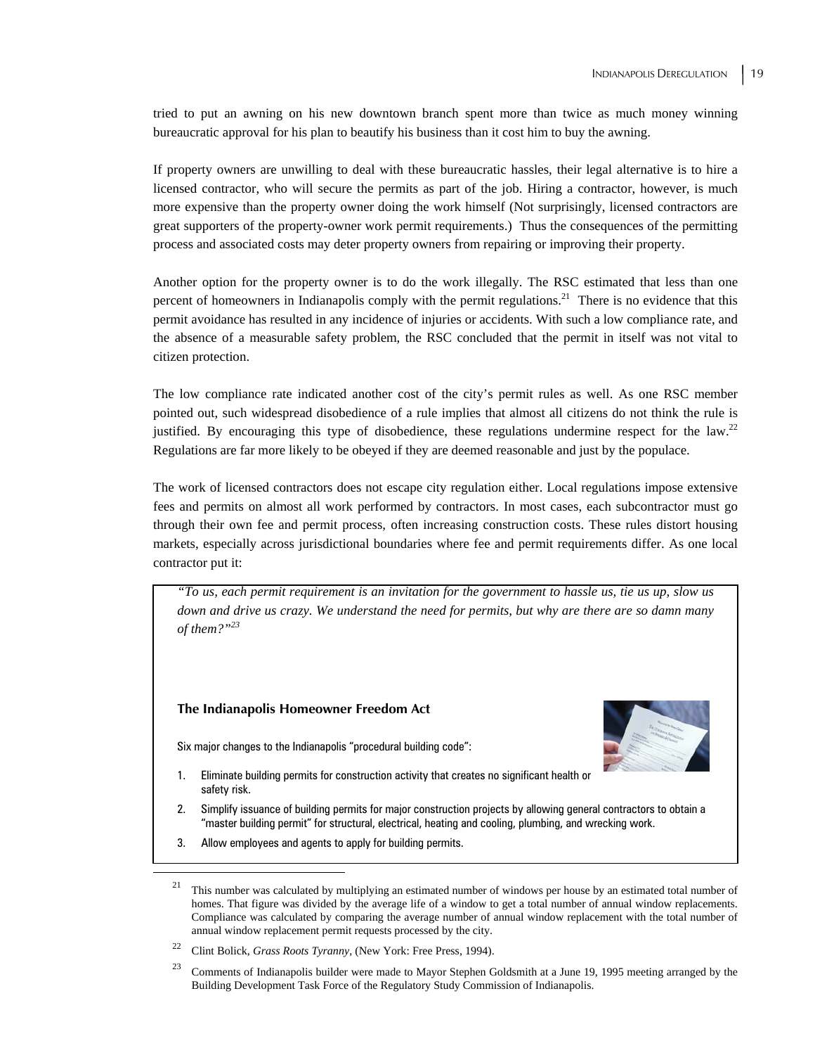tried to put an awning on his new downtown branch spent more than twice as much money winning bureaucratic approval for his plan to beautify his business than it cost him to buy the awning.

If property owners are unwilling to deal with these bureaucratic hassles, their legal alternative is to hire a licensed contractor, who will secure the permits as part of the job. Hiring a contractor, however, is much more expensive than the property owner doing the work himself (Not surprisingly, licensed contractors are great supporters of the property-owner work permit requirements.) Thus the consequences of the permitting process and associated costs may deter property owners from repairing or improving their property.

Another option for the property owner is to do the work illegally. The RSC estimated that less than one percent of homeowners in Indianapolis comply with the permit regulations.[21] There is no evidence that this permit avoidance has resulted in any incidence of injuries or accidents. With such a low compliance rate, and the absence of a measurable safety problem, the RSC concluded that the permit in itself was not vital to citizen protection.

The low compliance rate indicated another cost of the city's permit rules as well. As one RSC member pointed out, such widespread disobedience of a rule implies that almost all citizens do not think the rule is justified. By encouraging this type of disobedience, these regulations undermine respect for the law.[22] Regulations are far more likely to be obeyed if they are deemed reasonable and just by the populace.

The work of licensed contractors does not escape city regulation either. Local regulations impose extensive fees and permits on almost all work performed by contractors. In most cases, each subcontractor must go through their own fee and permit process, often increasing construction costs. These rules distort housing markets, especially across jurisdictional boundaries where fee and permit requirements differ. As one local contractor put it:

> *"To us, each permit requirement is an invitation for the government to hassle us, tie us up, slow us down and drive us crazy. We understand the need for permits, but why are there are so damn many of them?"*[23]

**The Indianapolis Homeowner Freedom Act**

Six major changes to the Indianapolis "procedural building code":

1. Eliminate building permits for construction activity that creates no significant health or safety risk.
2. Simplify issuance of building permits for major construction projects by allowing general contractors to obtain a "master building permit" for structural, electrical, heating and cooling, plumbing, and wrecking work.
3. Allow employees and agents to apply for building permits.

---

[21] This number was calculated by multiplying an estimated number of windows per house by an estimated total number of homes. That figure was divided by the average life of a window to get a total number of annual window replacements. Compliance was calculated by comparing the average number of annual window replacement with the total number of annual window replacement permit requests processed by the city.

[22] Clint Bolick, *Grass Roots Tyranny*, (New York: Free Press, 1994).

[23] Comments of Indianapolis builder were made to Mayor Stephen Goldsmith at a June 19, 1995 meeting arranged by the Building Development Task Force of the Regulatory Study Commission of Indianapolis.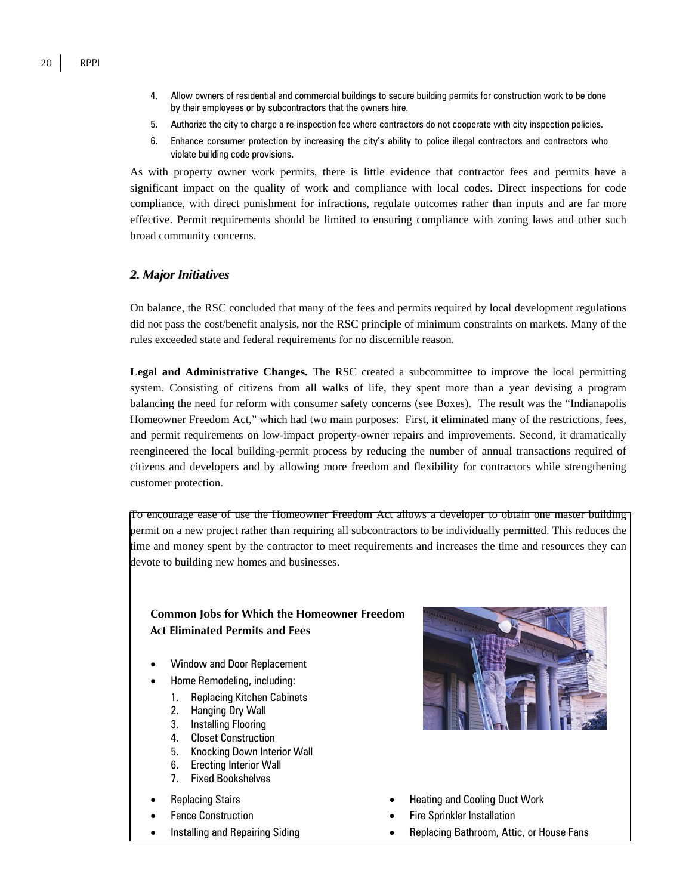4. Allow owners of residential and commercial buildings to secure building permits for construction work to be done by their employees or by subcontractors that the owners hire.
5. Authorize the city to charge a re-inspection fee where contractors do not cooperate with city inspection policies.
6. Enhance consumer protection by increasing the city's ability to police illegal contractors and contractors who violate building code provisions.

As with property owner work permits, there is little evidence that contractor fees and permits have a significant impact on the quality of work and compliance with local codes. Direct inspections for code compliance, with direct punishment for infractions, regulate outcomes rather than inputs and are far more effective. Permit requirements should be limited to ensuring compliance with zoning laws and other such broad community concerns.

## *2. Major Initiatives*

On balance, the RSC concluded that many of the fees and permits required by local development regulations did not pass the cost/benefit analysis, nor the RSC principle of minimum constraints on markets. Many of the rules exceeded state and federal requirements for no discernible reason.

**Legal and Administrative Changes.** The RSC created a subcommittee to improve the local permitting system. Consisting of citizens from all walks of life, they spent more than a year devising a program balancing the need for reform with consumer safety concerns (see Boxes). The result was the "Indianapolis Homeowner Freedom Act," which had two main purposes: First, it eliminated many of the restrictions, fees, and permit requirements on low-impact property-owner repairs and improvements. Second, it dramatically reengineered the local building-permit process by reducing the number of annual transactions required of citizens and developers and by allowing more freedom and flexibility for contractors while strengthening customer protection.

To encourage ease of use the Homeowner Freedom Act allows a developer to obtain one master building permit on a new project rather than requiring all subcontractors to be individually permitted. This reduces the time and money spent by the contractor to meet requirements and increases the time and resources they can devote to building new homes and businesses.

**Common Jobs for Which the Homeowner Freedom Act Eliminated Permits and Fees**

- Window and Door Replacement
- Home Remodeling, including:
  1. Replacing Kitchen Cabinets
  2. Hanging Dry Wall
  3. Installing Flooring
  4. Closet Construction
  5. Knocking Down Interior Wall
  6. Erecting Interior Wall
  7. Fixed Bookshelves
- Replacing Stairs
- Fence Construction
- Installing and Repairing Siding
- Heating and Cooling Duct Work
- Fire Sprinkler Installation
- Replacing Bathroom, Attic, or House Fans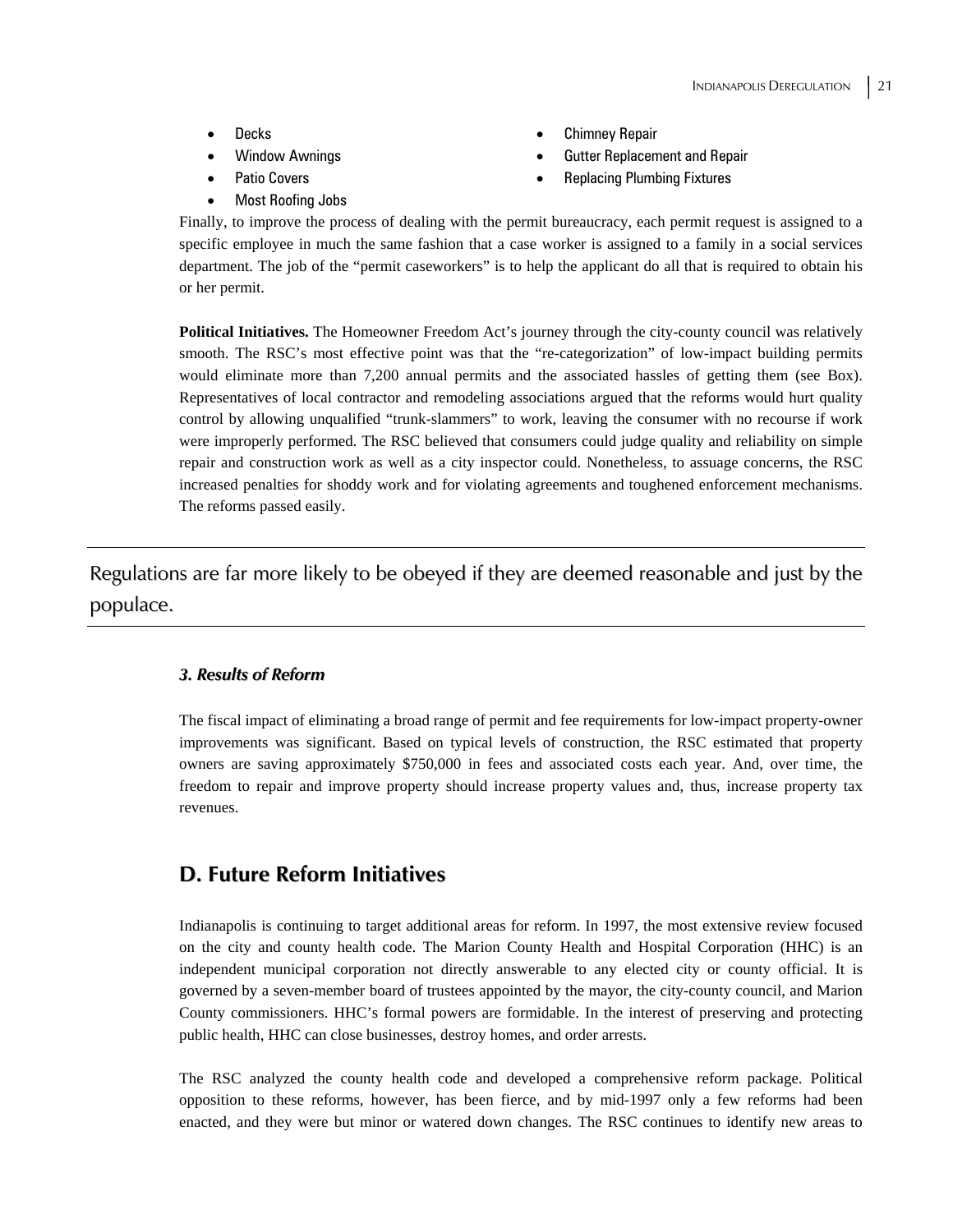- Decks
- Window Awnings
- Patio Covers
- Most Roofing Jobs
- Chimney Repair
- Gutter Replacement and Repair
- Replacing Plumbing Fixtures

Finally, to improve the process of dealing with the permit bureaucracy, each permit request is assigned to a specific employee in much the same fashion that a case worker is assigned to a family in a social services department. The job of the "permit caseworkers" is to help the applicant do all that is required to obtain his or her permit.

**Political Initiatives.** The Homeowner Freedom Act's journey through the city-county council was relatively smooth. The RSC's most effective point was that the "re-categorization" of low-impact building permits would eliminate more than 7,200 annual permits and the associated hassles of getting them (see Box). Representatives of local contractor and remodeling associations argued that the reforms would hurt quality control by allowing unqualified "trunk-slammers" to work, leaving the consumer with no recourse if work were improperly performed. The RSC believed that consumers could judge quality and reliability on simple repair and construction work as well as a city inspector could. Nonetheless, to assuage concerns, the RSC increased penalties for shoddy work and for violating agreements and toughened enforcement mechanisms. The reforms passed easily.

Regulations are far more likely to be obeyed if they are deemed reasonable and just by the populace.

### *3. Results of Reform*

The fiscal impact of eliminating a broad range of permit and fee requirements for low-impact property-owner improvements was significant. Based on typical levels of construction, the RSC estimated that property owners are saving approximately $750,000 in fees and associated costs each year. And, over time, the freedom to repair and improve property should increase property values and, thus, increase property tax revenues.

## D. Future Reform Initiatives

Indianapolis is continuing to target additional areas for reform. In 1997, the most extensive review focused on the city and county health code. The Marion County Health and Hospital Corporation (HHC) is an independent municipal corporation not directly answerable to any elected city or county official. It is governed by a seven-member board of trustees appointed by the mayor, the city-county council, and Marion County commissioners. HHC's formal powers are formidable. In the interest of preserving and protecting public health, HHC can close businesses, destroy homes, and order arrests.

The RSC analyzed the county health code and developed a comprehensive reform package. Political opposition to these reforms, however, has been fierce, and by mid-1997 only a few reforms had been enacted, and they were but minor or watered down changes. The RSC continues to identify new areas to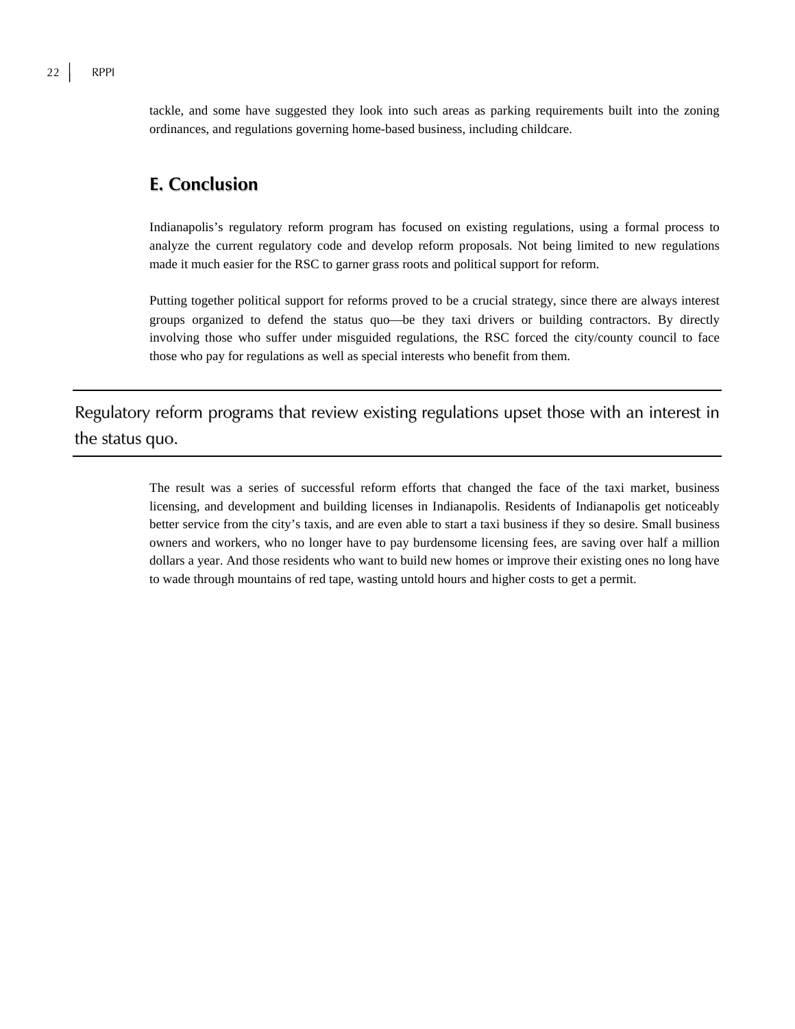tackle, and some have suggested they look into such areas as parking requirements built into the zoning ordinances, and regulations governing home-based business, including childcare.

## E. Conclusion

Indianapolis's regulatory reform program has focused on existing regulations, using a formal process to analyze the current regulatory code and develop reform proposals. Not being limited to new regulations made it much easier for the RSC to garner grass roots and political support for reform.

Putting together political support for reforms proved to be a crucial strategy, since there are always interest groups organized to defend the status quo—be they taxi drivers or building contractors. By directly involving those who suffer under misguided regulations, the RSC forced the city/county council to face those who pay for regulations as well as special interests who benefit from them.

---

Regulatory reform programs that review existing regulations upset those with an interest in the status quo.

---

The result was a series of successful reform efforts that changed the face of the taxi market, business licensing, and development and building licenses in Indianapolis. Residents of Indianapolis get noticeably better service from the city's taxis, and are even able to start a taxi business if they so desire. Small business owners and workers, who no longer have to pay burdensome licensing fees, are saving over half a million dollars a year. And those residents who want to build new homes or improve their existing ones no long have to wade through mountains of red tape, wasting untold hours and higher costs to get a permit.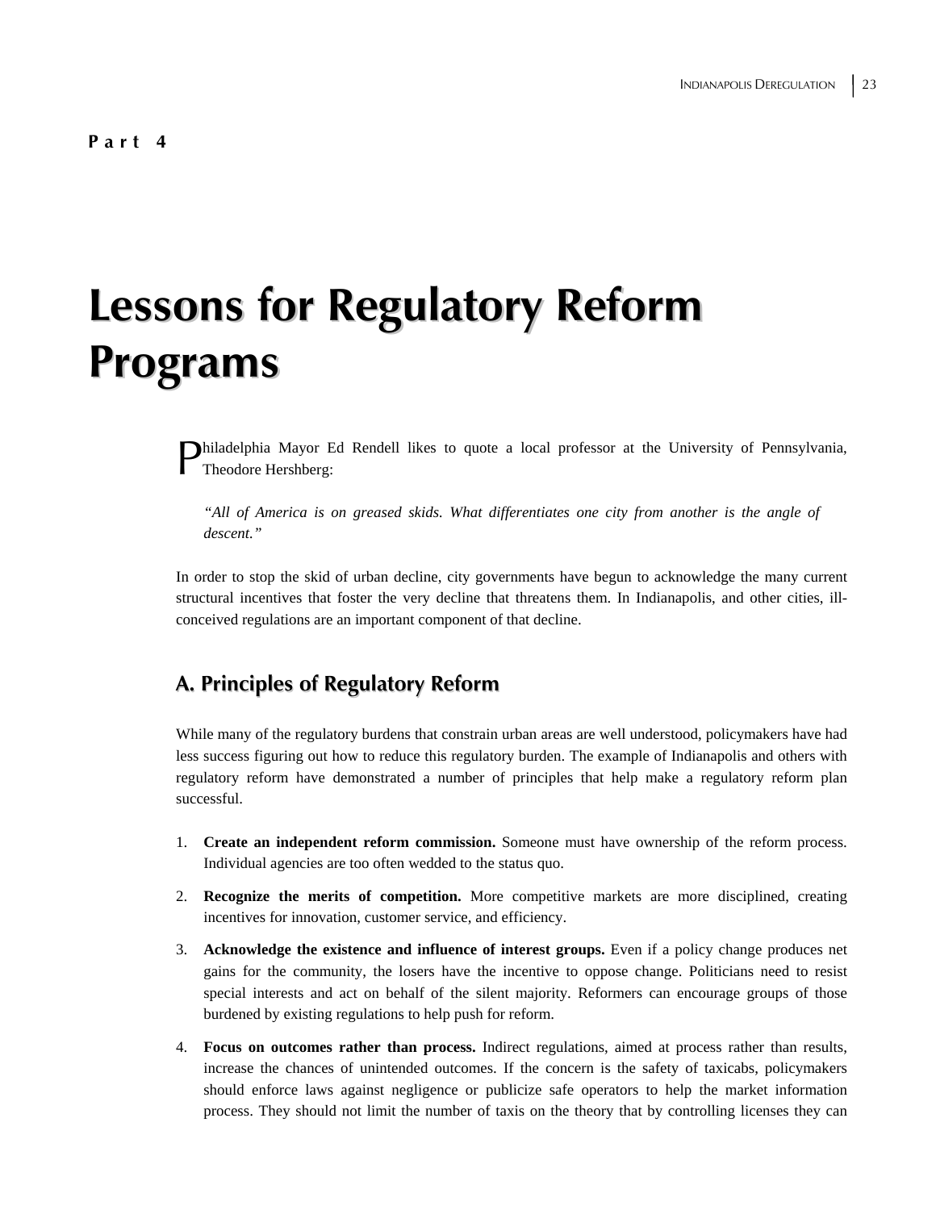**Part 4**

# Lessons for Regulatory Reform Programs

Philadelphia Mayor Ed Rendell likes to quote a local professor at the University of Pennsylvania, Theodore Hershberg:

*"All of America is on greased skids. What differentiates one city from another is the angle of descent."*

In order to stop the skid of urban decline, city governments have begun to acknowledge the many current structural incentives that foster the very decline that threatens them. In Indianapolis, and other cities, ill-conceived regulations are an important component of that decline.

## A. Principles of Regulatory Reform

While many of the regulatory burdens that constrain urban areas are well understood, policymakers have had less success figuring out how to reduce this regulatory burden. The example of Indianapolis and others with regulatory reform have demonstrated a number of principles that help make a regulatory reform plan successful.

1. **Create an independent reform commission.** Someone must have ownership of the reform process. Individual agencies are too often wedded to the status quo.
2. **Recognize the merits of competition.** More competitive markets are more disciplined, creating incentives for innovation, customer service, and efficiency.
3. **Acknowledge the existence and influence of interest groups.** Even if a policy change produces net gains for the community, the losers have the incentive to oppose change. Politicians need to resist special interests and act on behalf of the silent majority. Reformers can encourage groups of those burdened by existing regulations to help push for reform.
4. **Focus on outcomes rather than process.** Indirect regulations, aimed at process rather than results, increase the chances of unintended outcomes. If the concern is the safety of taxicabs, policymakers should enforce laws against negligence or publicize safe operators to help the market information process. They should not limit the number of taxis on the theory that by controlling licenses they can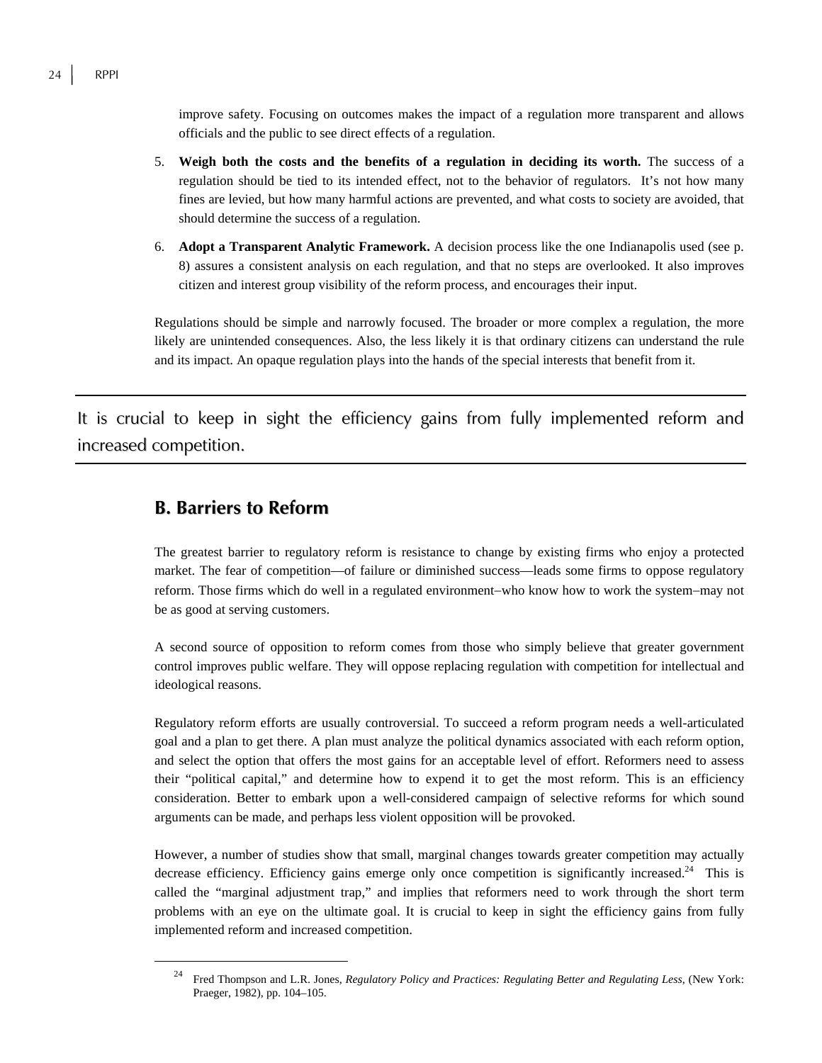improve safety. Focusing on outcomes makes the impact of a regulation more transparent and allows officials and the public to see direct effects of a regulation.

5. **Weigh both the costs and the benefits of a regulation in deciding its worth.** The success of a regulation should be tied to its intended effect, not to the behavior of regulators. It's not how many fines are levied, but how many harmful actions are prevented, and what costs to society are avoided, that should determine the success of a regulation.

6. **Adopt a Transparent Analytic Framework.** A decision process like the one Indianapolis used (see p. 8) assures a consistent analysis on each regulation, and that no steps are overlooked. It also improves citizen and interest group visibility of the reform process, and encourages their input.

Regulations should be simple and narrowly focused. The broader or more complex a regulation, the more likely are unintended consequences. Also, the less likely it is that ordinary citizens can understand the rule and its impact. An opaque regulation plays into the hands of the special interests that benefit from it.

---

It is crucial to keep in sight the efficiency gains from fully implemented reform and increased competition.

---

## B. Barriers to Reform

The greatest barrier to regulatory reform is resistance to change by existing firms who enjoy a protected market. The fear of competition—of failure or diminished success—leads some firms to oppose regulatory reform. Those firms which do well in a regulated environment–who know how to work the system–may not be as good at serving customers.

A second source of opposition to reform comes from those who simply believe that greater government control improves public welfare. They will oppose replacing regulation with competition for intellectual and ideological reasons.

Regulatory reform efforts are usually controversial. To succeed a reform program needs a well-articulated goal and a plan to get there. A plan must analyze the political dynamics associated with each reform option, and select the option that offers the most gains for an acceptable level of effort. Reformers need to assess their "political capital," and determine how to expend it to get the most reform. This is an efficiency consideration. Better to embark upon a well-considered campaign of selective reforms for which sound arguments can be made, and perhaps less violent opposition will be provoked.

However, a number of studies show that small, marginal changes towards greater competition may actually decrease efficiency. Efficiency gains emerge only once competition is significantly increased.[24] This is called the "marginal adjustment trap," and implies that reformers need to work through the short term problems with an eye on the ultimate goal. It is crucial to keep in sight the efficiency gains from fully implemented reform and increased competition.

---

[24] Fred Thompson and L.R. Jones, *Regulatory Policy and Practices: Regulating Better and Regulating Less*, (New York: Praeger, 1982), pp. 104–105.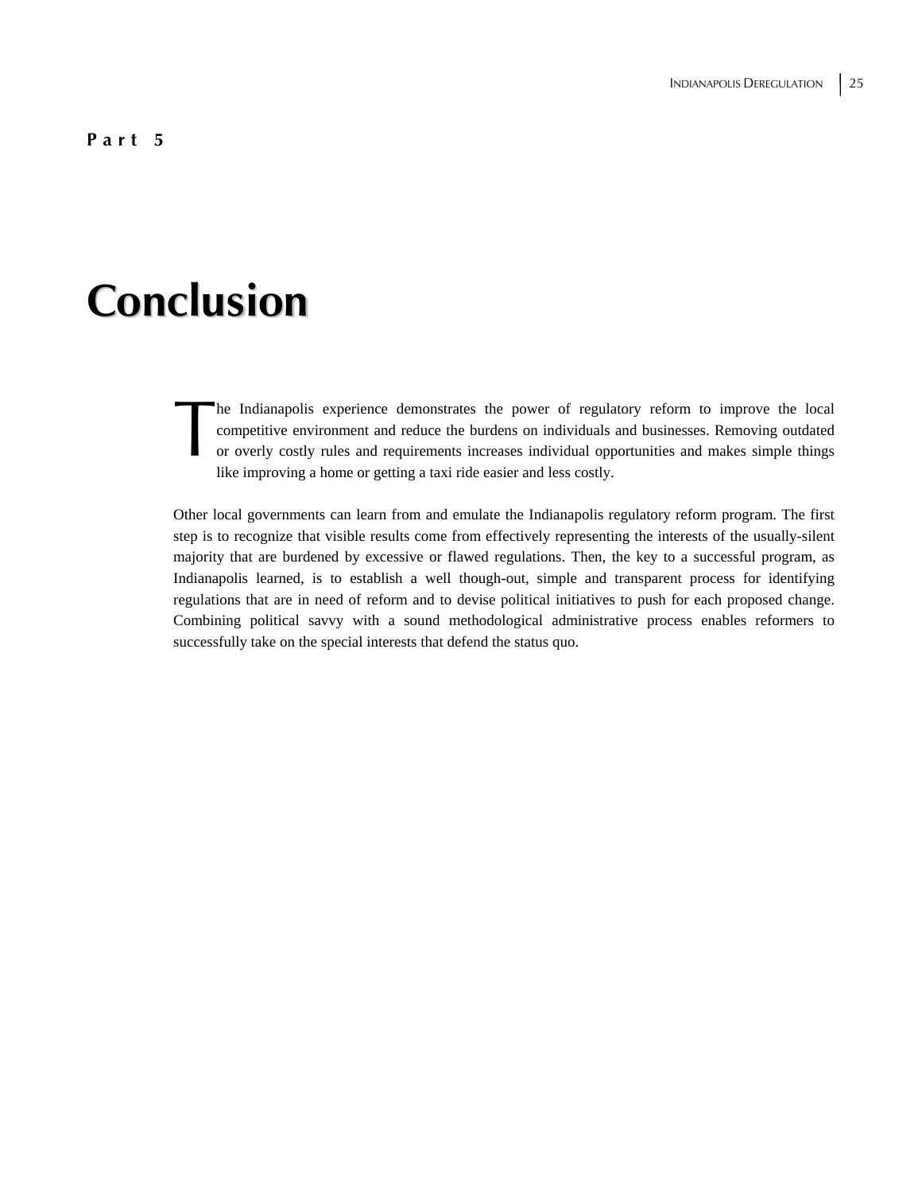Part 5

# Conclusion

The Indianapolis experience demonstrates the power of regulatory reform to improve the local competitive environment and reduce the burdens on individuals and businesses. Removing outdated or overly costly rules and requirements increases individual opportunities and makes simple things like improving a home or getting a taxi ride easier and less costly.

Other local governments can learn from and emulate the Indianapolis regulatory reform program. The first step is to recognize that visible results come from effectively representing the interests of the usually-silent majority that are burdened by excessive or flawed regulations. Then, the key to a successful program, as Indianapolis learned, is to establish a well though-out, simple and transparent process for identifying regulations that are in need of reform and to devise political initiatives to push for each proposed change. Combining political savvy with a sound methodological administrative process enables reformers to successfully take on the special interests that defend the status quo.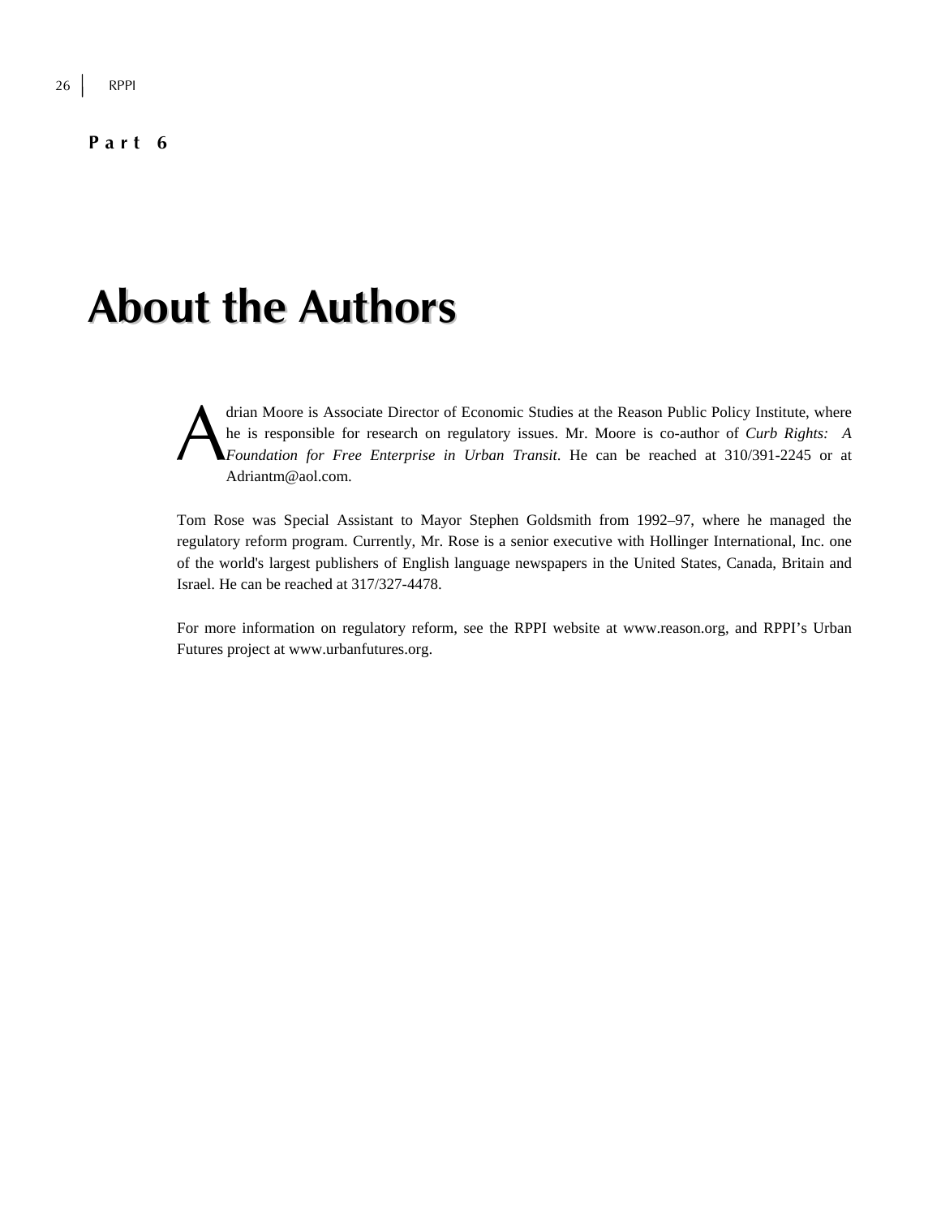**Part 6**

# About the Authors

Adrian Moore is Associate Director of Economic Studies at the Reason Public Policy Institute, where he is responsible for research on regulatory issues. Mr. Moore is co-author of *Curb Rights: A Foundation for Free Enterprise in Urban Transit*. He can be reached at 310/391-2245 or at Adriantm@aol.com.

Tom Rose was Special Assistant to Mayor Stephen Goldsmith from 1992–97, where he managed the regulatory reform program. Currently, Mr. Rose is a senior executive with Hollinger International, Inc. one of the world's largest publishers of English language newspapers in the United States, Canada, Britain and Israel. He can be reached at 317/327-4478.

For more information on regulatory reform, see the RPPI website at www.reason.org, and RPPI's Urban Futures project at www.urbanfutures.org.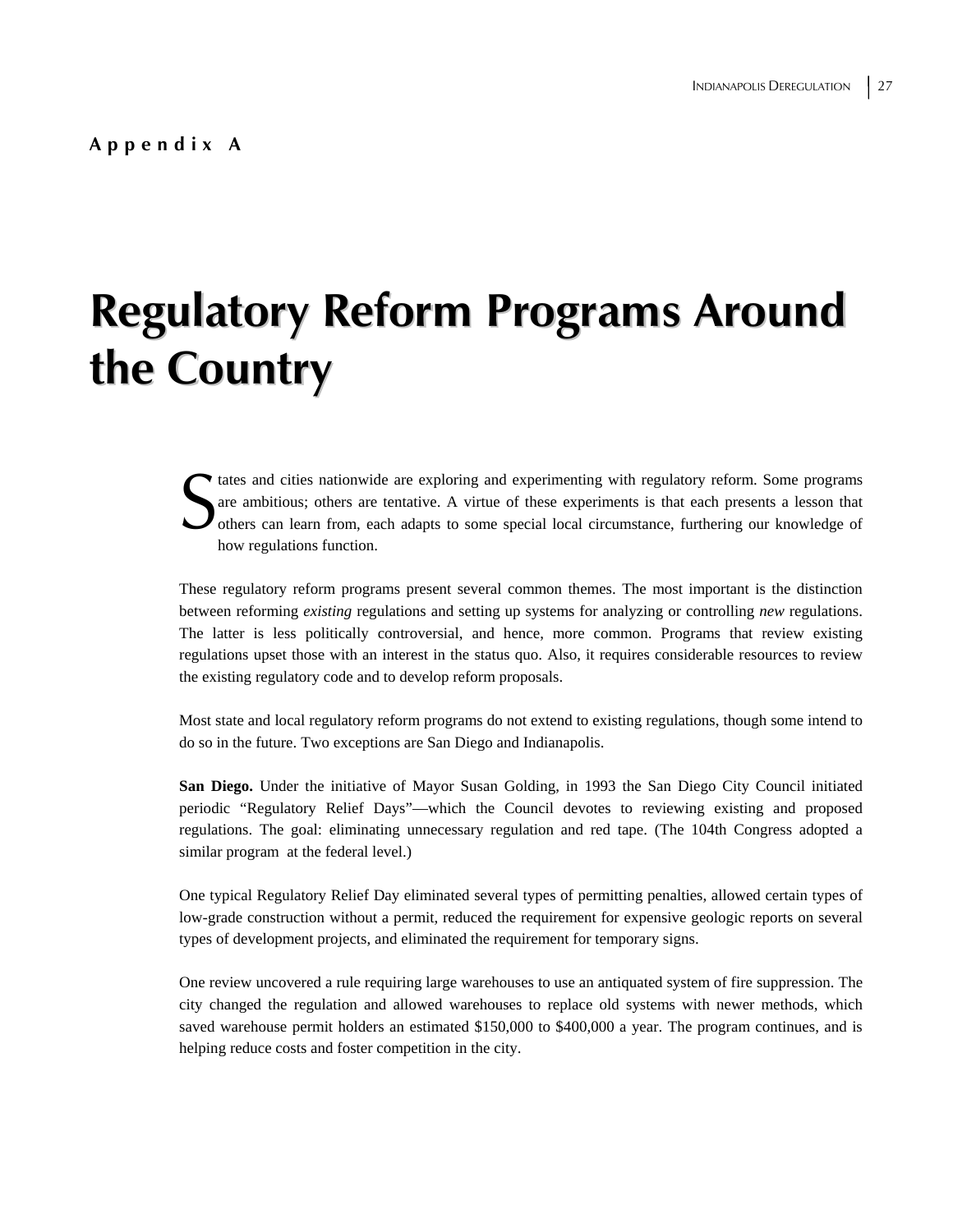**Appendix A**

# Regulatory Reform Programs Around the Country

States and cities nationwide are exploring and experimenting with regulatory reform. Some programs are ambitious; others are tentative. A virtue of these experiments is that each presents a lesson that others can learn from, each adapts to some special local circumstance, furthering our knowledge of how regulations function.

These regulatory reform programs present several common themes. The most important is the distinction between reforming *existing* regulations and setting up systems for analyzing or controlling *new* regulations. The latter is less politically controversial, and hence, more common. Programs that review existing regulations upset those with an interest in the status quo. Also, it requires considerable resources to review the existing regulatory code and to develop reform proposals.

Most state and local regulatory reform programs do not extend to existing regulations, though some intend to do so in the future. Two exceptions are San Diego and Indianapolis.

**San Diego.** Under the initiative of Mayor Susan Golding, in 1993 the San Diego City Council initiated periodic "Regulatory Relief Days"—which the Council devotes to reviewing existing and proposed regulations. The goal: eliminating unnecessary regulation and red tape. (The 104th Congress adopted a similar program at the federal level.)

One typical Regulatory Relief Day eliminated several types of permitting penalties, allowed certain types of low-grade construction without a permit, reduced the requirement for expensive geologic reports on several types of development projects, and eliminated the requirement for temporary signs.

One review uncovered a rule requiring large warehouses to use an antiquated system of fire suppression. The city changed the regulation and allowed warehouses to replace old systems with newer methods, which saved warehouse permit holders an estimated $150,000 to $400,000 a year. The program continues, and is helping reduce costs and foster competition in the city.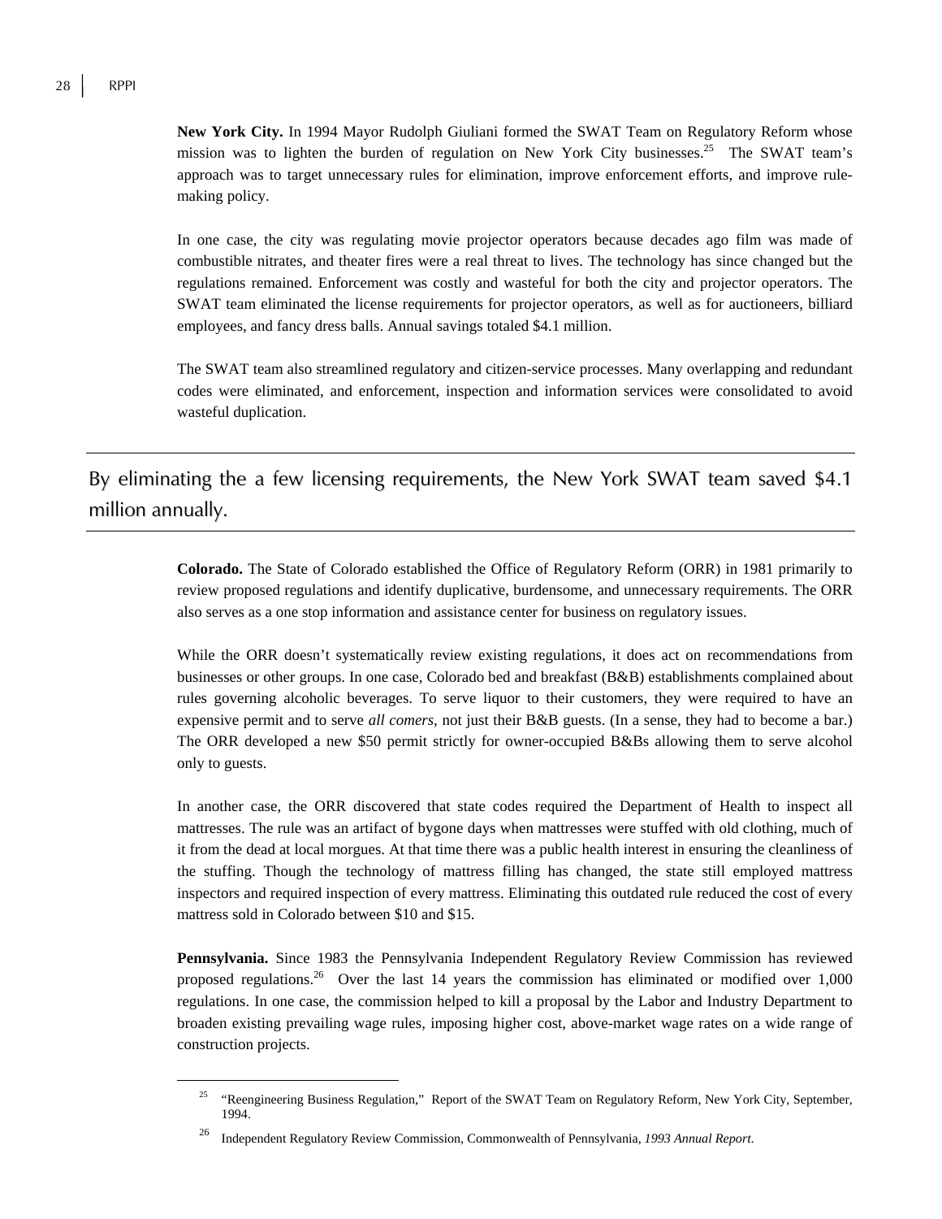**New York City.** In 1994 Mayor Rudolph Giuliani formed the SWAT Team on Regulatory Reform whose mission was to lighten the burden of regulation on New York City businesses.[25] The SWAT team's approach was to target unnecessary rules for elimination, improve enforcement efforts, and improve rule-making policy.

In one case, the city was regulating movie projector operators because decades ago film was made of combustible nitrates, and theater fires were a real threat to lives. The technology has since changed but the regulations remained. Enforcement was costly and wasteful for both the city and projector operators. The SWAT team eliminated the license requirements for projector operators, as well as for auctioneers, billiard employees, and fancy dress balls. Annual savings totaled $4.1 million.

The SWAT team also streamlined regulatory and citizen-service processes. Many overlapping and redundant codes were eliminated, and enforcement, inspection and information services were consolidated to avoid wasteful duplication.

> By eliminating the a few licensing requirements, the New York SWAT team saved $4.1 million annually.

**Colorado.** The State of Colorado established the Office of Regulatory Reform (ORR) in 1981 primarily to review proposed regulations and identify duplicative, burdensome, and unnecessary requirements. The ORR also serves as a one stop information and assistance center for business on regulatory issues.

While the ORR doesn't systematically review existing regulations, it does act on recommendations from businesses or other groups. In one case, Colorado bed and breakfast (B&B) establishments complained about rules governing alcoholic beverages. To serve liquor to their customers, they were required to have an expensive permit and to serve *all comers*, not just their B&B guests. (In a sense, they had to become a bar.) The ORR developed a new $50 permit strictly for owner-occupied B&Bs allowing them to serve alcohol only to guests.

In another case, the ORR discovered that state codes required the Department of Health to inspect all mattresses. The rule was an artifact of bygone days when mattresses were stuffed with old clothing, much of it from the dead at local morgues. At that time there was a public health interest in ensuring the cleanliness of the stuffing. Though the technology of mattress filling has changed, the state still employed mattress inspectors and required inspection of every mattress. Eliminating this outdated rule reduced the cost of every mattress sold in Colorado between $10 and $15.

**Pennsylvania.** Since 1983 the Pennsylvania Independent Regulatory Review Commission has reviewed proposed regulations.[26] Over the last 14 years the commission has eliminated or modified over 1,000 regulations. In one case, the commission helped to kill a proposal by the Labor and Industry Department to broaden existing prevailing wage rules, imposing higher cost, above-market wage rates on a wide range of construction projects.

---

[25] "Reengineering Business Regulation," Report of the SWAT Team on Regulatory Reform, New York City, September, 1994.

[26] Independent Regulatory Review Commission, Commonwealth of Pennsylvania, *1993 Annual Report*.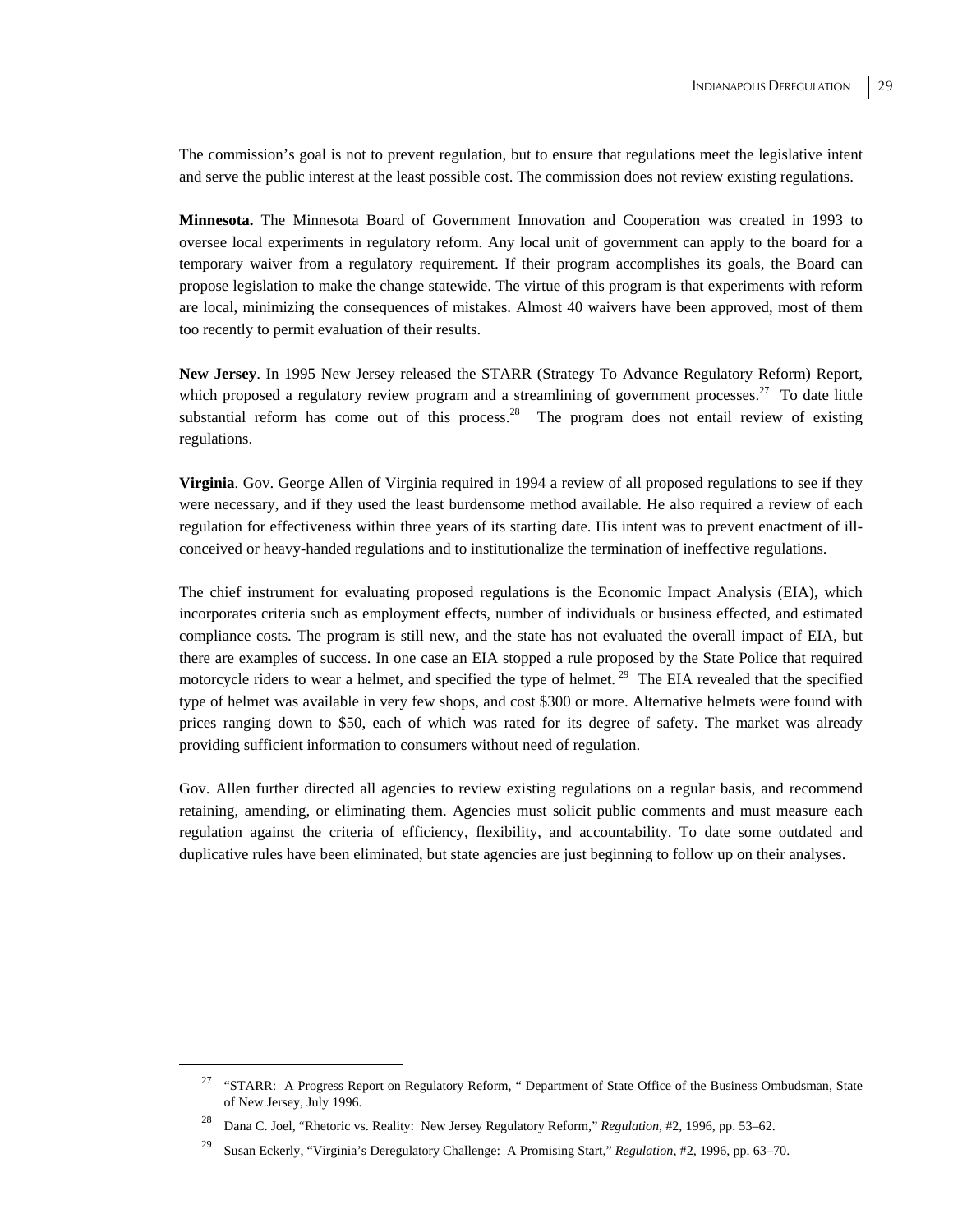The commission's goal is not to prevent regulation, but to ensure that regulations meet the legislative intent and serve the public interest at the least possible cost. The commission does not review existing regulations.

**Minnesota.** The Minnesota Board of Government Innovation and Cooperation was created in 1993 to oversee local experiments in regulatory reform. Any local unit of government can apply to the board for a temporary waiver from a regulatory requirement. If their program accomplishes its goals, the Board can propose legislation to make the change statewide. The virtue of this program is that experiments with reform are local, minimizing the consequences of mistakes. Almost 40 waivers have been approved, most of them too recently to permit evaluation of their results.

**New Jersey**. In 1995 New Jersey released the STARR (Strategy To Advance Regulatory Reform) Report, which proposed a regulatory review program and a streamlining of government processes.[27] To date little substantial reform has come out of this process.[28] The program does not entail review of existing regulations.

**Virginia**. Gov. George Allen of Virginia required in 1994 a review of all proposed regulations to see if they were necessary, and if they used the least burdensome method available. He also required a review of each regulation for effectiveness within three years of its starting date. His intent was to prevent enactment of ill-conceived or heavy-handed regulations and to institutionalize the termination of ineffective regulations.

The chief instrument for evaluating proposed regulations is the Economic Impact Analysis (EIA), which incorporates criteria such as employment effects, number of individuals or business effected, and estimated compliance costs. The program is still new, and the state has not evaluated the overall impact of EIA, but there are examples of success. In one case an EIA stopped a rule proposed by the State Police that required motorcycle riders to wear a helmet, and specified the type of helmet.[29] The EIA revealed that the specified type of helmet was available in very few shops, and cost $300 or more. Alternative helmets were found with prices ranging down to $50, each of which was rated for its degree of safety. The market was already providing sufficient information to consumers without need of regulation.

Gov. Allen further directed all agencies to review existing regulations on a regular basis, and recommend retaining, amending, or eliminating them. Agencies must solicit public comments and must measure each regulation against the criteria of efficiency, flexibility, and accountability. To date some outdated and duplicative rules have been eliminated, but state agencies are just beginning to follow up on their analyses.

---

[27] "STARR: A Progress Report on Regulatory Reform, " Department of State Office of the Business Ombudsman, State of New Jersey, July 1996.

[28] Dana C. Joel, "Rhetoric vs. Reality: New Jersey Regulatory Reform," *Regulation*, #2, 1996, pp. 53–62.

[29] Susan Eckerly, "Virginia's Deregulatory Challenge: A Promising Start," *Regulation*, #2, 1996, pp. 63–70.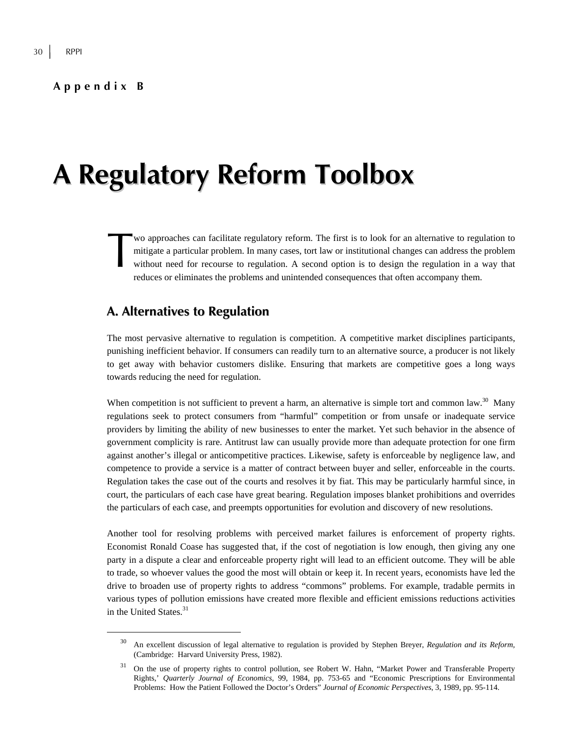**Appendix B**

# A Regulatory Reform Toolbox

Two approaches can facilitate regulatory reform. The first is to look for an alternative to regulation to mitigate a particular problem. In many cases, tort law or institutional changes can address the problem without need for recourse to regulation. A second option is to design the regulation in a way that reduces or eliminates the problems and unintended consequences that often accompany them.

## A. Alternatives to Regulation

The most pervasive alternative to regulation is competition. A competitive market disciplines participants, punishing inefficient behavior. If consumers can readily turn to an alternative source, a producer is not likely to get away with behavior customers dislike. Ensuring that markets are competitive goes a long ways towards reducing the need for regulation.

When competition is not sufficient to prevent a harm, an alternative is simple tort and common law.[30] Many regulations seek to protect consumers from "harmful" competition or from unsafe or inadequate service providers by limiting the ability of new businesses to enter the market. Yet such behavior in the absence of government complicity is rare. Antitrust law can usually provide more than adequate protection for one firm against another's illegal or anticompetitive practices. Likewise, safety is enforceable by negligence law, and competence to provide a service is a matter of contract between buyer and seller, enforceable in the courts. Regulation takes the case out of the courts and resolves it by fiat. This may be particularly harmful since, in court, the particulars of each case have great bearing. Regulation imposes blanket prohibitions and overrides the particulars of each case, and preempts opportunities for evolution and discovery of new resolutions.

Another tool for resolving problems with perceived market failures is enforcement of property rights. Economist Ronald Coase has suggested that, if the cost of negotiation is low enough, then giving any one party in a dispute a clear and enforceable property right will lead to an efficient outcome. They will be able to trade, so whoever values the good the most will obtain or keep it. In recent years, economists have led the drive to broaden use of property rights to address "commons" problems. For example, tradable permits in various types of pollution emissions have created more flexible and efficient emissions reductions activities in the United States.[31]

---

[30] An excellent discussion of legal alternative to regulation is provided by Stephen Breyer, *Regulation and its Reform,* (Cambridge: Harvard University Press, 1982).

[31] On the use of property rights to control pollution, see Robert W. Hahn, "Market Power and Transferable Property Rights,' *Quarterly Journal of Economics*, 99, 1984, pp. 753-65 and "Economic Prescriptions for Environmental Problems: How the Patient Followed the Doctor's Orders" *Journal of Economic Perspectives*, 3, 1989, pp. 95-114.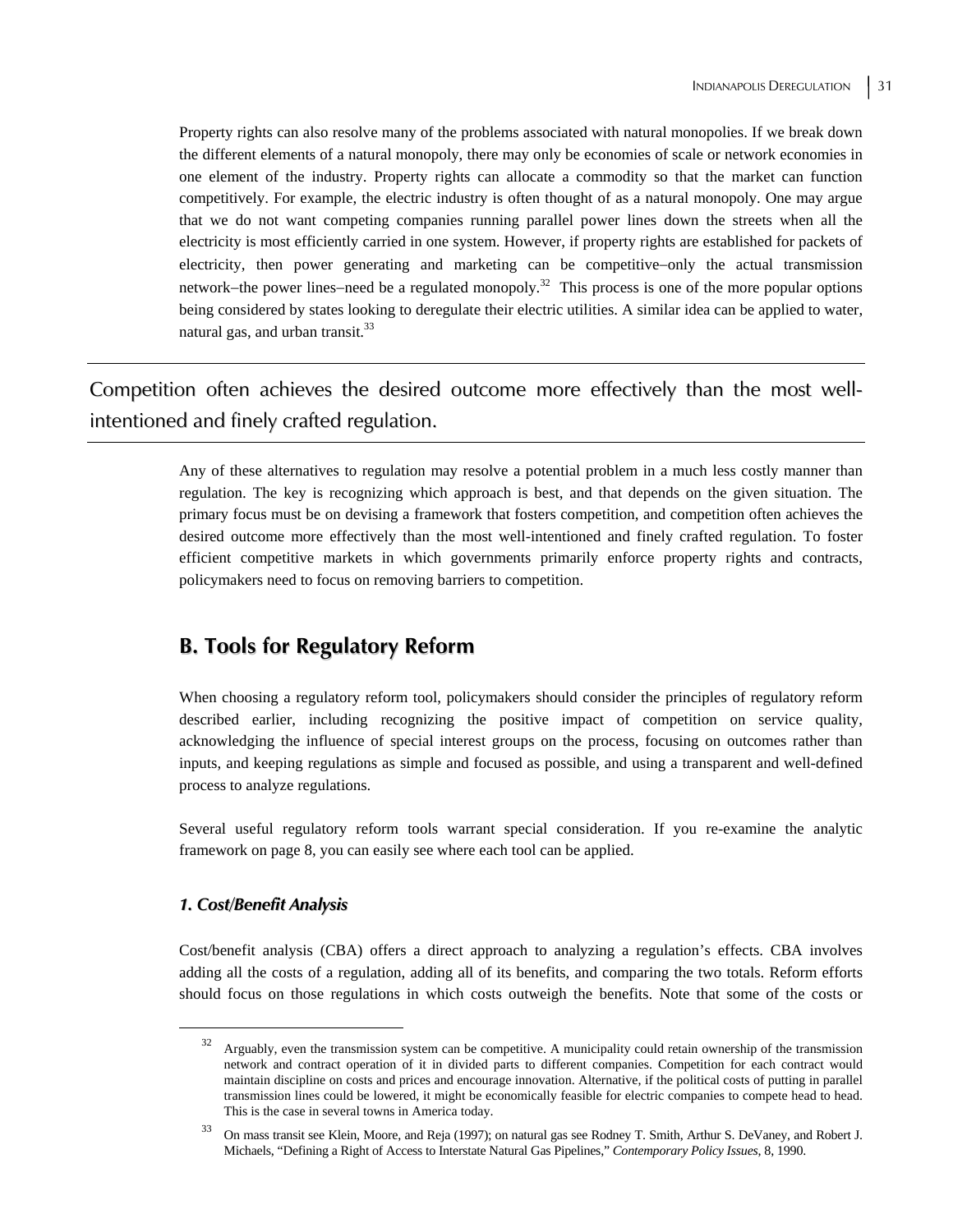Property rights can also resolve many of the problems associated with natural monopolies. If we break down the different elements of a natural monopoly, there may only be economies of scale or network economies in one element of the industry. Property rights can allocate a commodity so that the market can function competitively. For example, the electric industry is often thought of as a natural monopoly. One may argue that we do not want competing companies running parallel power lines down the streets when all the electricity is most efficiently carried in one system. However, if property rights are established for packets of electricity, then power generating and marketing can be competitive–only the actual transmission network–the power lines–need be a regulated monopoly.[32] This process is one of the more popular options being considered by states looking to deregulate their electric utilities. A similar idea can be applied to water, natural gas, and urban transit.[33]

---

Competition often achieves the desired outcome more effectively than the most well-intentioned and finely crafted regulation.

---

Any of these alternatives to regulation may resolve a potential problem in a much less costly manner than regulation. The key is recognizing which approach is best, and that depends on the given situation. The primary focus must be on devising a framework that fosters competition, and competition often achieves the desired outcome more effectively than the most well-intentioned and finely crafted regulation. To foster efficient competitive markets in which governments primarily enforce property rights and contracts, policymakers need to focus on removing barriers to competition.

## B. Tools for Regulatory Reform

When choosing a regulatory reform tool, policymakers should consider the principles of regulatory reform described earlier, including recognizing the positive impact of competition on service quality, acknowledging the influence of special interest groups on the process, focusing on outcomes rather than inputs, and keeping regulations as simple and focused as possible, and using a transparent and well-defined process to analyze regulations.

Several useful regulatory reform tools warrant special consideration. If you re-examine the analytic framework on page 8, you can easily see where each tool can be applied.

### *1. Cost/Benefit Analysis*

Cost/benefit analysis (CBA) offers a direct approach to analyzing a regulation's effects. CBA involves adding all the costs of a regulation, adding all of its benefits, and comparing the two totals. Reform efforts should focus on those regulations in which costs outweigh the benefits. Note that some of the costs or

---

[32] Arguably, even the transmission system can be competitive. A municipality could retain ownership of the transmission network and contract operation of it in divided parts to different companies. Competition for each contract would maintain discipline on costs and prices and encourage innovation. Alternative, if the political costs of putting in parallel transmission lines could be lowered, it might be economically feasible for electric companies to compete head to head. This is the case in several towns in America today.

[33] On mass transit see Klein, Moore, and Reja (1997); on natural gas see Rodney T. Smith, Arthur S. DeVaney, and Robert J. Michaels, "Defining a Right of Access to Interstate Natural Gas Pipelines," *Contemporary Policy Issues*, 8, 1990.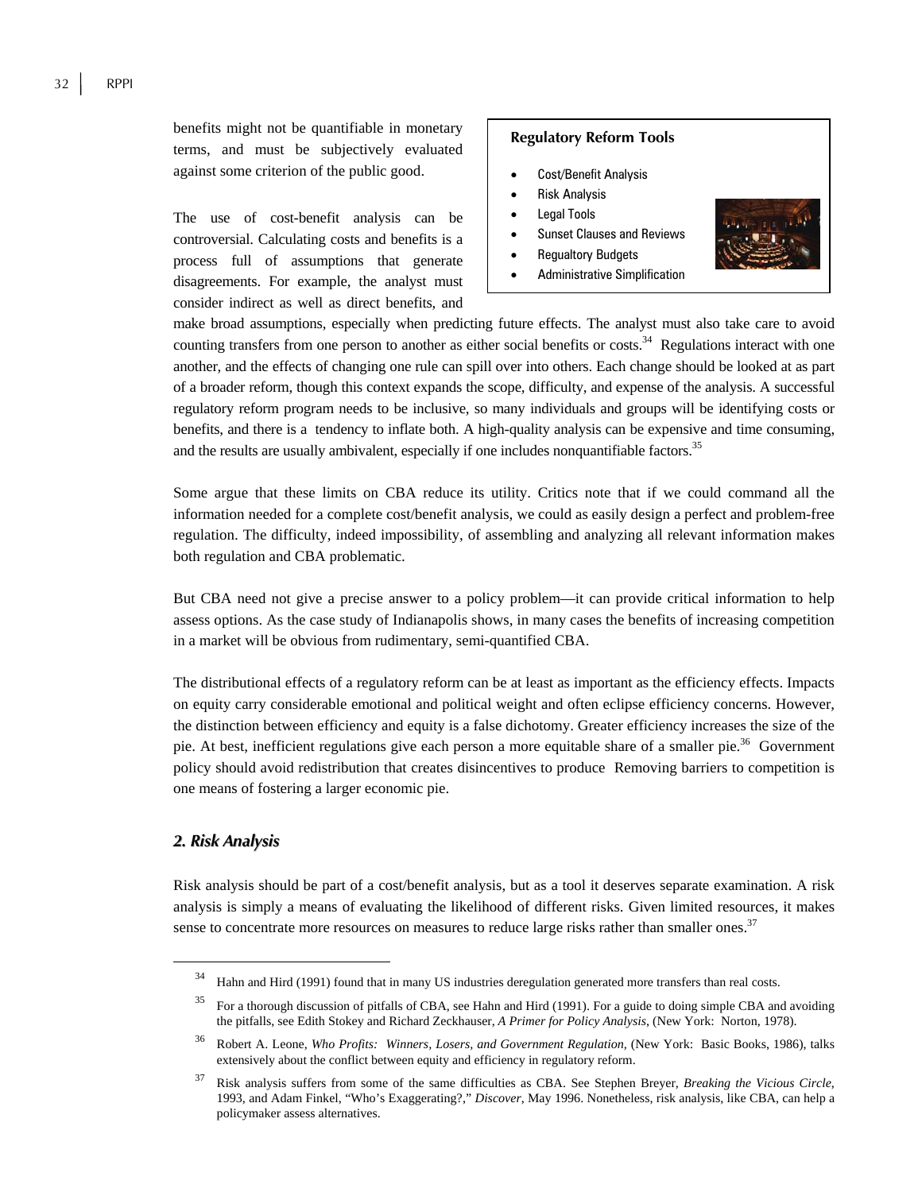benefits might not be quantifiable in monetary terms, and must be subjectively evaluated against some criterion of the public good.

The use of cost-benefit analysis can be controversial. Calculating costs and benefits is a process full of assumptions that generate disagreements. For example, the analyst must consider indirect as well as direct benefits, and make broad assumptions, especially when predicting future effects. The analyst must also take care to avoid counting transfers from one person to another as either social benefits or costs.[34] Regulations interact with one another, and the effects of changing one rule can spill over into others. Each change should be looked at as part of a broader reform, though this context expands the scope, difficulty, and expense of the analysis. A successful regulatory reform program needs to be inclusive, so many individuals and groups will be identifying costs or benefits, and there is a tendency to inflate both. A high-quality analysis can be expensive and time consuming, and the results are usually ambivalent, especially if one includes nonquantifiable factors.[35]

**Regulatory Reform Tools**

- Cost/Benefit Analysis
- Risk Analysis
- Legal Tools
- Sunset Clauses and Reviews
- Regualtory Budgets
- Administrative Simplification

Some argue that these limits on CBA reduce its utility. Critics note that if we could command all the information needed for a complete cost/benefit analysis, we could as easily design a perfect and problem-free regulation. The difficulty, indeed impossibility, of assembling and analyzing all relevant information makes both regulation and CBA problematic.

But CBA need not give a precise answer to a policy problem—it can provide critical information to help assess options. As the case study of Indianapolis shows, in many cases the benefits of increasing competition in a market will be obvious from rudimentary, semi-quantified CBA.

The distributional effects of a regulatory reform can be at least as important as the efficiency effects. Impacts on equity carry considerable emotional and political weight and often eclipse efficiency concerns. However, the distinction between efficiency and equity is a false dichotomy. Greater efficiency increases the size of the pie. At best, inefficient regulations give each person a more equitable share of a smaller pie.[36] Government policy should avoid redistribution that creates disincentives to produce Removing barriers to competition is one means of fostering a larger economic pie.

### *2. Risk Analysis*

Risk analysis should be part of a cost/benefit analysis, but as a tool it deserves separate examination. A risk analysis is simply a means of evaluating the likelihood of different risks. Given limited resources, it makes sense to concentrate more resources on measures to reduce large risks rather than smaller ones.[37]

---

[34] Hahn and Hird (1991) found that in many US industries deregulation generated more transfers than real costs.

[35] For a thorough discussion of pitfalls of CBA, see Hahn and Hird (1991). For a guide to doing simple CBA and avoiding the pitfalls, see Edith Stokey and Richard Zeckhauser, *A Primer for Policy Analysis*, (New York: Norton, 1978).

[36] Robert A. Leone, *Who Profits: Winners, Losers, and Government Regulation*, (New York: Basic Books, 1986), talks extensively about the conflict between equity and efficiency in regulatory reform.

[37] Risk analysis suffers from some of the same difficulties as CBA. See Stephen Breyer, *Breaking the Vicious Circle*, 1993, and Adam Finkel, "Who's Exaggerating?," *Discover*, May 1996. Nonetheless, risk analysis, like CBA, can help a policymaker assess alternatives.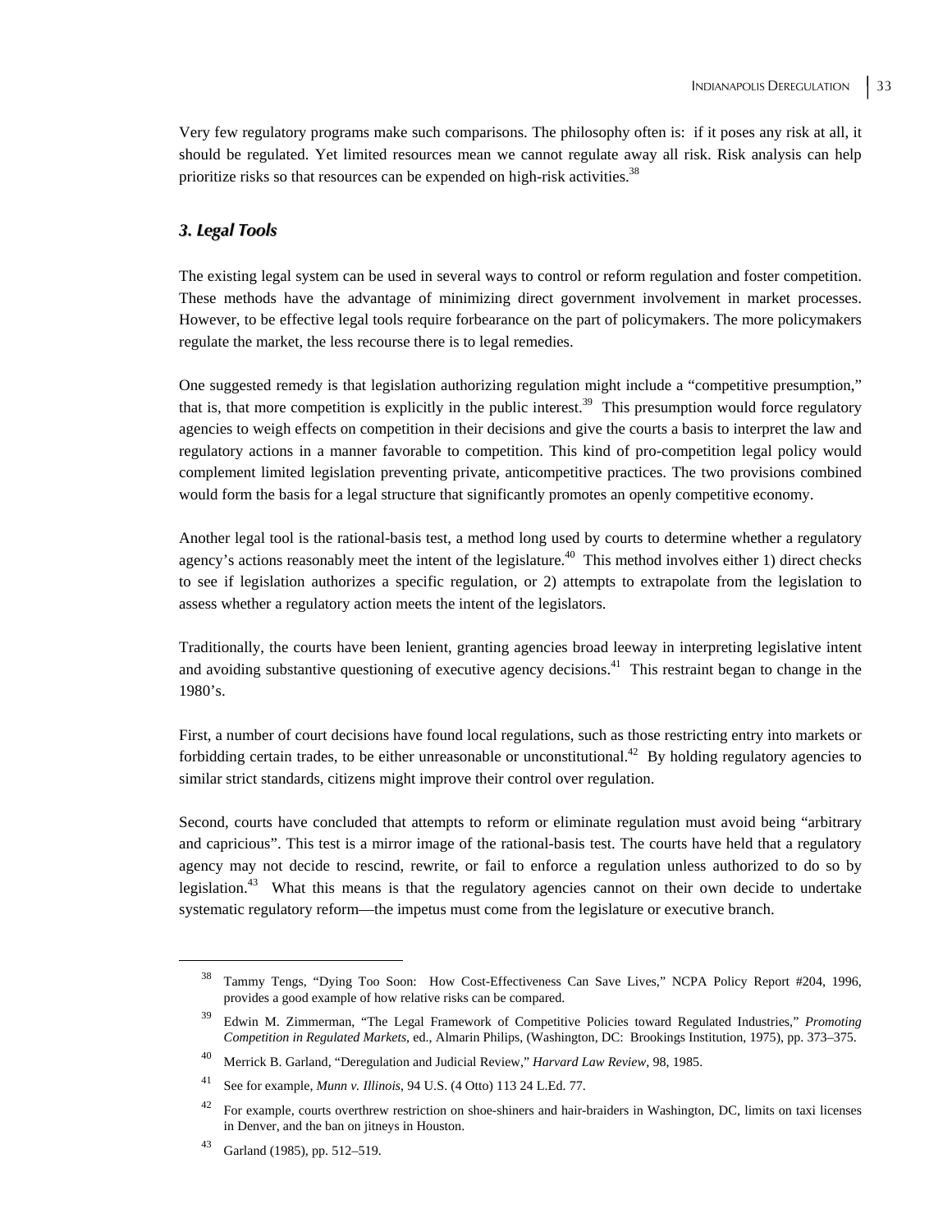Very few regulatory programs make such comparisons. The philosophy often is: if it poses any risk at all, it should be regulated. Yet limited resources mean we cannot regulate away all risk. Risk analysis can help prioritize risks so that resources can be expended on high-risk activities.[38]

### *3. Legal Tools*

The existing legal system can be used in several ways to control or reform regulation and foster competition. These methods have the advantage of minimizing direct government involvement in market processes. However, to be effective legal tools require forbearance on the part of policymakers. The more policymakers regulate the market, the less recourse there is to legal remedies.

One suggested remedy is that legislation authorizing regulation might include a "competitive presumption," that is, that more competition is explicitly in the public interest.[39] This presumption would force regulatory agencies to weigh effects on competition in their decisions and give the courts a basis to interpret the law and regulatory actions in a manner favorable to competition. This kind of pro-competition legal policy would complement limited legislation preventing private, anticompetitive practices. The two provisions combined would form the basis for a legal structure that significantly promotes an openly competitive economy.

Another legal tool is the rational-basis test, a method long used by courts to determine whether a regulatory agency's actions reasonably meet the intent of the legislature.[40] This method involves either 1) direct checks to see if legislation authorizes a specific regulation, or 2) attempts to extrapolate from the legislation to assess whether a regulatory action meets the intent of the legislators.

Traditionally, the courts have been lenient, granting agencies broad leeway in interpreting legislative intent and avoiding substantive questioning of executive agency decisions.[41] This restraint began to change in the 1980's.

First, a number of court decisions have found local regulations, such as those restricting entry into markets or forbidding certain trades, to be either unreasonable or unconstitutional.[42] By holding regulatory agencies to similar strict standards, citizens might improve their control over regulation.

Second, courts have concluded that attempts to reform or eliminate regulation must avoid being "arbitrary and capricious". This test is a mirror image of the rational-basis test. The courts have held that a regulatory agency may not decide to rescind, rewrite, or fail to enforce a regulation unless authorized to do so by legislation.[43] What this means is that the regulatory agencies cannot on their own decide to undertake systematic regulatory reform—the impetus must come from the legislature or executive branch.

---

[38] Tammy Tengs, "Dying Too Soon: How Cost-Effectiveness Can Save Lives," NCPA Policy Report #204, 1996, provides a good example of how relative risks can be compared.

[39] Edwin M. Zimmerman, "The Legal Framework of Competitive Policies toward Regulated Industries," *Promoting Competition in Regulated Markets*, ed., Almarin Philips, (Washington, DC: Brookings Institution, 1975), pp. 373–375.

[40] Merrick B. Garland, "Deregulation and Judicial Review," *Harvard Law Review*, 98, 1985.

[41] See for example, *Munn v. Illinois*, 94 U.S. (4 Otto) 113 24 L.Ed. 77.

[42] For example, courts overthrew restriction on shoe-shiners and hair-braiders in Washington, DC, limits on taxi licenses in Denver, and the ban on jitneys in Houston.

[43] Garland (1985), pp. 512–519.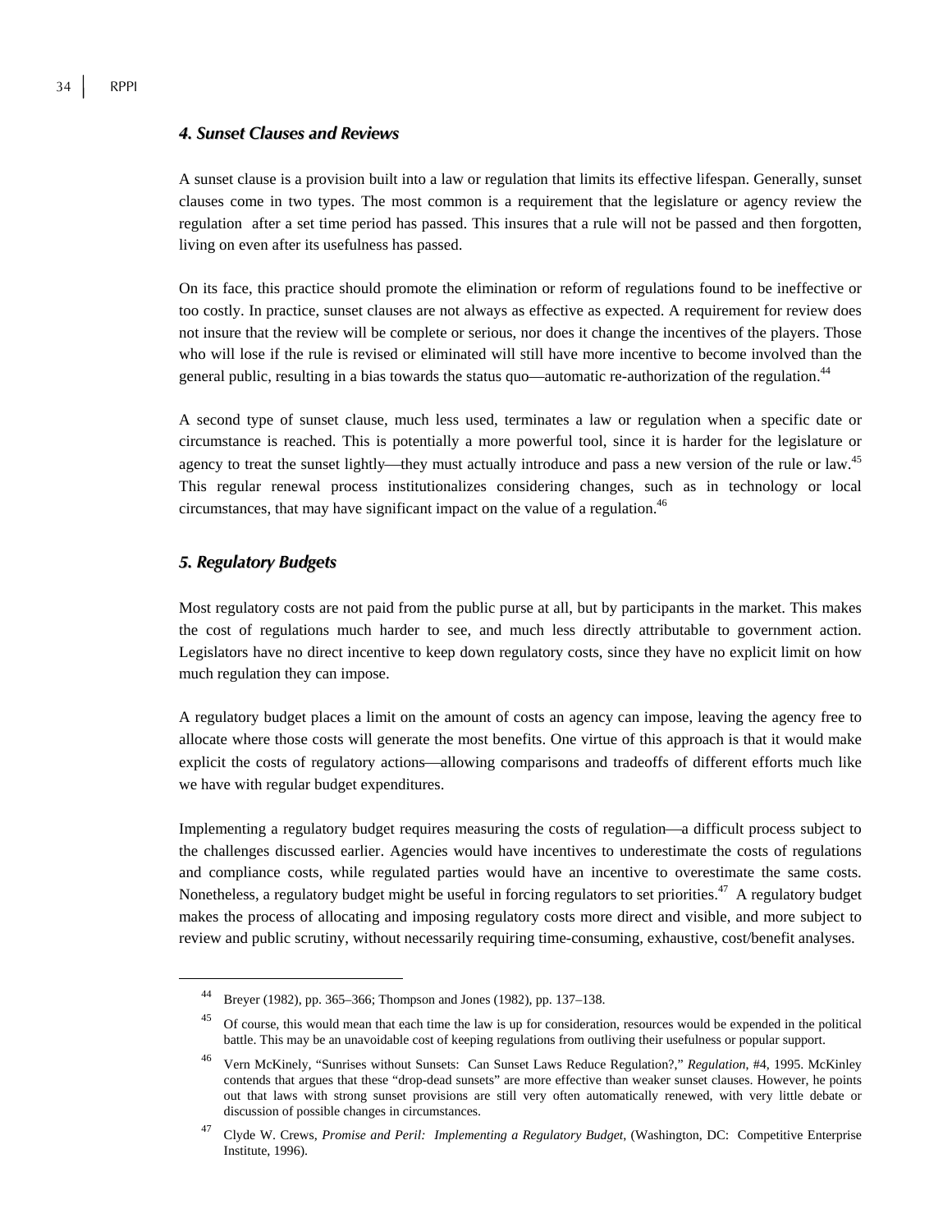### *4. Sunset Clauses and Reviews*

A sunset clause is a provision built into a law or regulation that limits its effective lifespan. Generally, sunset clauses come in two types. The most common is a requirement that the legislature or agency review the regulation after a set time period has passed. This insures that a rule will not be passed and then forgotten, living on even after its usefulness has passed.

On its face, this practice should promote the elimination or reform of regulations found to be ineffective or too costly. In practice, sunset clauses are not always as effective as expected. A requirement for review does not insure that the review will be complete or serious, nor does it change the incentives of the players. Those who will lose if the rule is revised or eliminated will still have more incentive to become involved than the general public, resulting in a bias towards the status quo—automatic re-authorization of the regulation.[44]

A second type of sunset clause, much less used, terminates a law or regulation when a specific date or circumstance is reached. This is potentially a more powerful tool, since it is harder for the legislature or agency to treat the sunset lightly—they must actually introduce and pass a new version of the rule or law.[45] This regular renewal process institutionalizes considering changes, such as in technology or local circumstances, that may have significant impact on the value of a regulation.[46]

### *5. Regulatory Budgets*

Most regulatory costs are not paid from the public purse at all, but by participants in the market. This makes the cost of regulations much harder to see, and much less directly attributable to government action. Legislators have no direct incentive to keep down regulatory costs, since they have no explicit limit on how much regulation they can impose.

A regulatory budget places a limit on the amount of costs an agency can impose, leaving the agency free to allocate where those costs will generate the most benefits. One virtue of this approach is that it would make explicit the costs of regulatory actions—allowing comparisons and tradeoffs of different efforts much like we have with regular budget expenditures.

Implementing a regulatory budget requires measuring the costs of regulation—a difficult process subject to the challenges discussed earlier. Agencies would have incentives to underestimate the costs of regulations and compliance costs, while regulated parties would have an incentive to overestimate the same costs. Nonetheless, a regulatory budget might be useful in forcing regulators to set priorities.[47] A regulatory budget makes the process of allocating and imposing regulatory costs more direct and visible, and more subject to review and public scrutiny, without necessarily requiring time-consuming, exhaustive, cost/benefit analyses.

---

[44] Breyer (1982), pp. 365–366; Thompson and Jones (1982), pp. 137–138.

[45] Of course, this would mean that each time the law is up for consideration, resources would be expended in the political battle. This may be an unavoidable cost of keeping regulations from outliving their usefulness or popular support.

[46] Vern McKinely, "Sunrises without Sunsets: Can Sunset Laws Reduce Regulation?," *Regulation*, #4, 1995. McKinley contends that argues that these "drop-dead sunsets" are more effective than weaker sunset clauses. However, he points out that laws with strong sunset provisions are still very often automatically renewed, with very little debate or discussion of possible changes in circumstances.

[47] Clyde W. Crews, *Promise and Peril: Implementing a Regulatory Budget*, (Washington, DC: Competitive Enterprise Institute, 1996).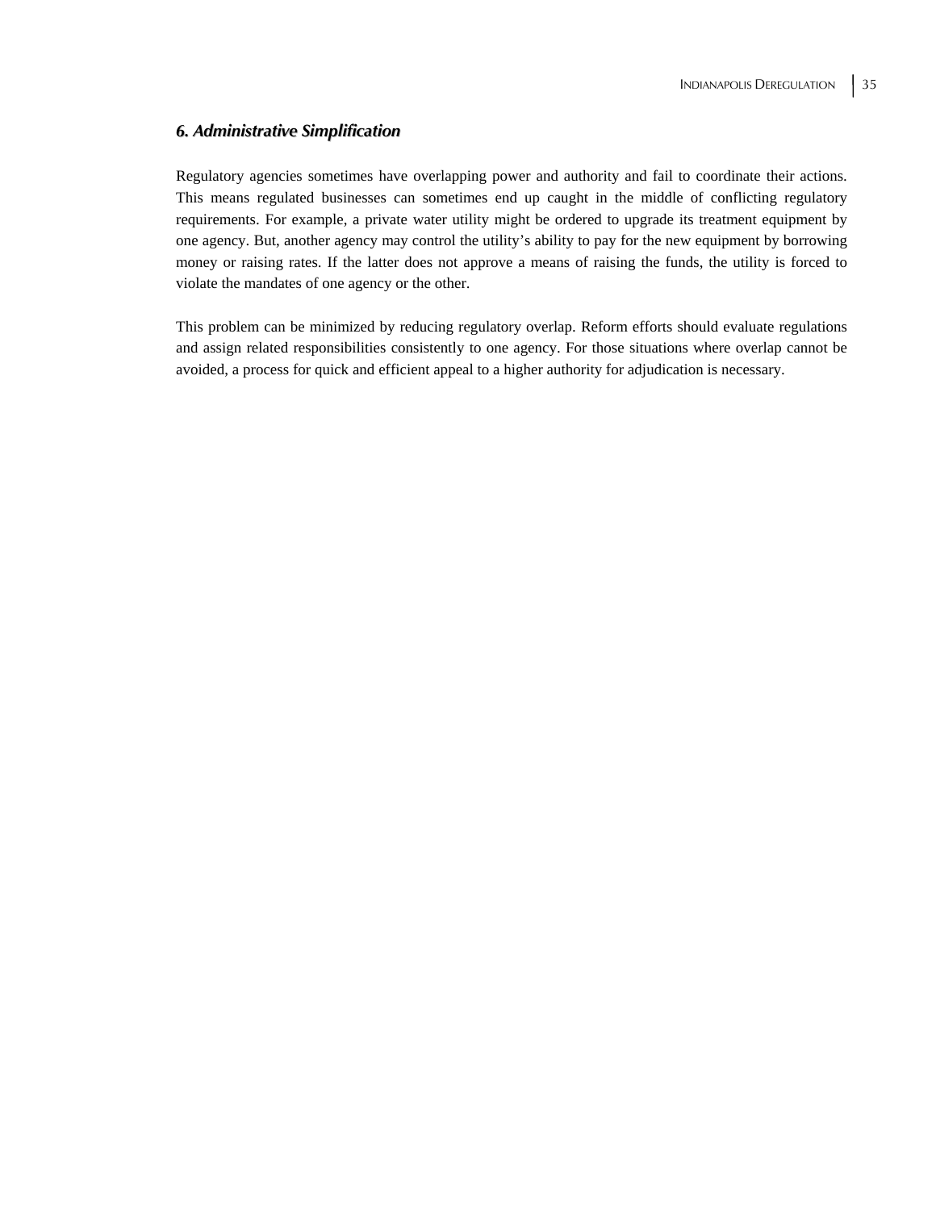### *6. Administrative Simplification*

Regulatory agencies sometimes have overlapping power and authority and fail to coordinate their actions. This means regulated businesses can sometimes end up caught in the middle of conflicting regulatory requirements. For example, a private water utility might be ordered to upgrade its treatment equipment by one agency. But, another agency may control the utility's ability to pay for the new equipment by borrowing money or raising rates. If the latter does not approve a means of raising the funds, the utility is forced to violate the mandates of one agency or the other.

This problem can be minimized by reducing regulatory overlap. Reform efforts should evaluate regulations and assign related responsibilities consistently to one agency. For those situations where overlap cannot be avoided, a process for quick and efficient appeal to a higher authority for adjudication is necessary.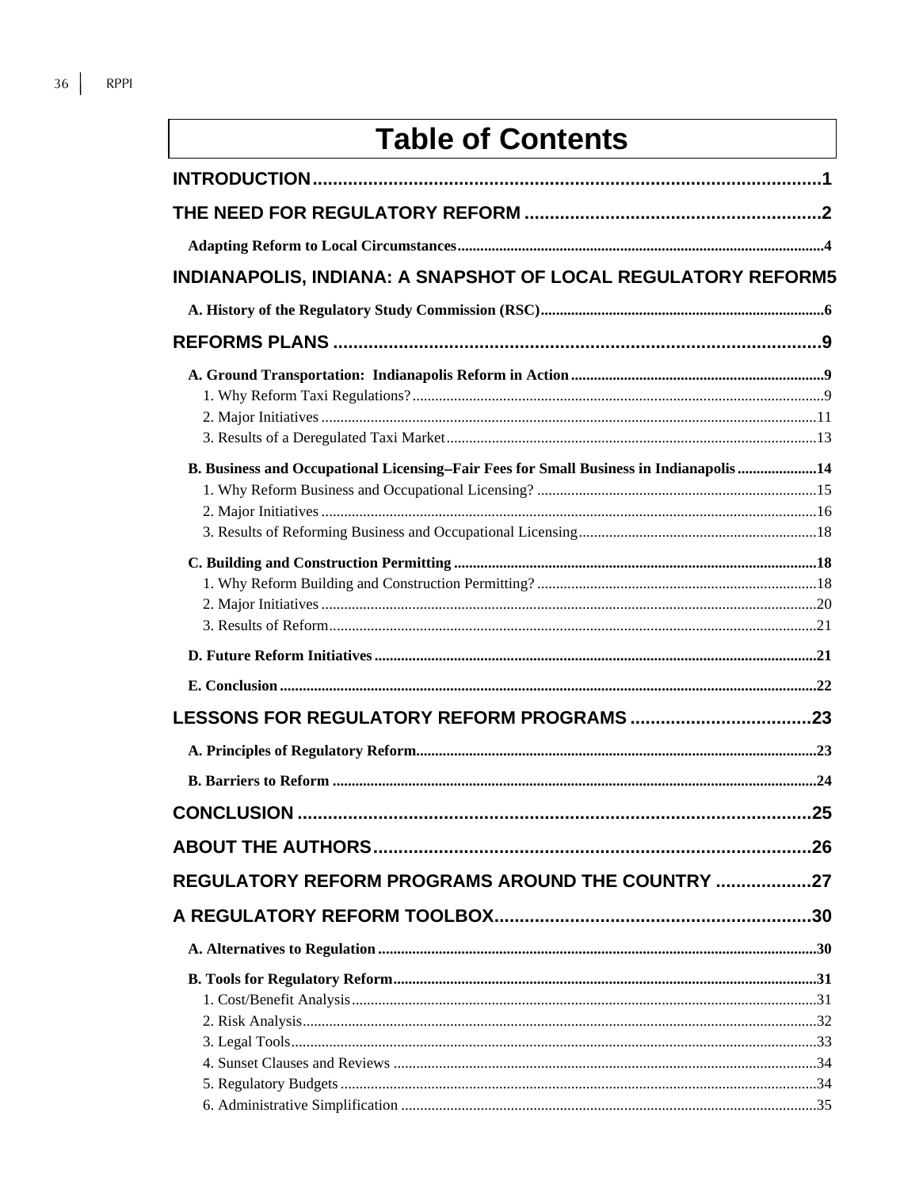# Table of Contents

**INTRODUCTION** ....................................................................................................**1**

**THE NEED FOR REGULATORY REFORM** ...........................................................**2**

**Adapting Reform to Local Circumstances** ............................................................................................**4**

**INDIANAPOLIS, INDIANA: A SNAPSHOT OF LOCAL REGULATORY REFORM5**

**A. History of the Regulatory Study Commission (RSC)** ...........................................................................**6**

**REFORMS PLANS** ..................................................................................................**9**

**A. Ground Transportation: Indianapolis Reform in Action** ...................................................................**9**
1. Why Reform Taxi Regulations? ............................................................................................................9
2. Major Initiatives ..................................................................................................................................11
3. Results of a Deregulated Taxi Market .................................................................................................13

**B. Business and Occupational Licensing–Fair Fees for Small Business in Indianapolis** .....................**14**
1. Why Reform Business and Occupational Licensing? ..........................................................................15
2. Major Initiatives ..................................................................................................................................16
3. Results of Reforming Business and Occupational Licensing ..............................................................18

**C. Building and Construction Permitting** ................................................................................................**18**
1. Why Reform Building and Construction Permitting? ..........................................................................18
2. Major Initiatives ..................................................................................................................................20
3. Results of Reform ................................................................................................................................21

**D. Future Reform Initiatives** ....................................................................................................................**21**

**E. Conclusion** ............................................................................................................................................**22**

**LESSONS FOR REGULATORY REFORM PROGRAMS** ....................................**23**

**A. Principles of Regulatory Reform** ..........................................................................................................**23**

**B. Barriers to Reform** ...............................................................................................................................**24**

**CONCLUSION** .......................................................................................................**25**

**ABOUT THE AUTHORS** ........................................................................................**26**

**REGULATORY REFORM PROGRAMS AROUND THE COUNTRY** ...................**27**

**A REGULATORY REFORM TOOLBOX** ...............................................................**30**

**A. Alternatives to Regulation** ...................................................................................................................**30**

**B. Tools for Regulatory Reform** ...............................................................................................................**31**
1. Cost/Benefit Analysis ..........................................................................................................................31
2. Risk Analysis .......................................................................................................................................32
3. Legal Tools ..........................................................................................................................................33
4. Sunset Clauses and Reviews ...............................................................................................................34
5. Regulatory Budgets .............................................................................................................................34
6. Administrative Simplification .............................................................................................................35